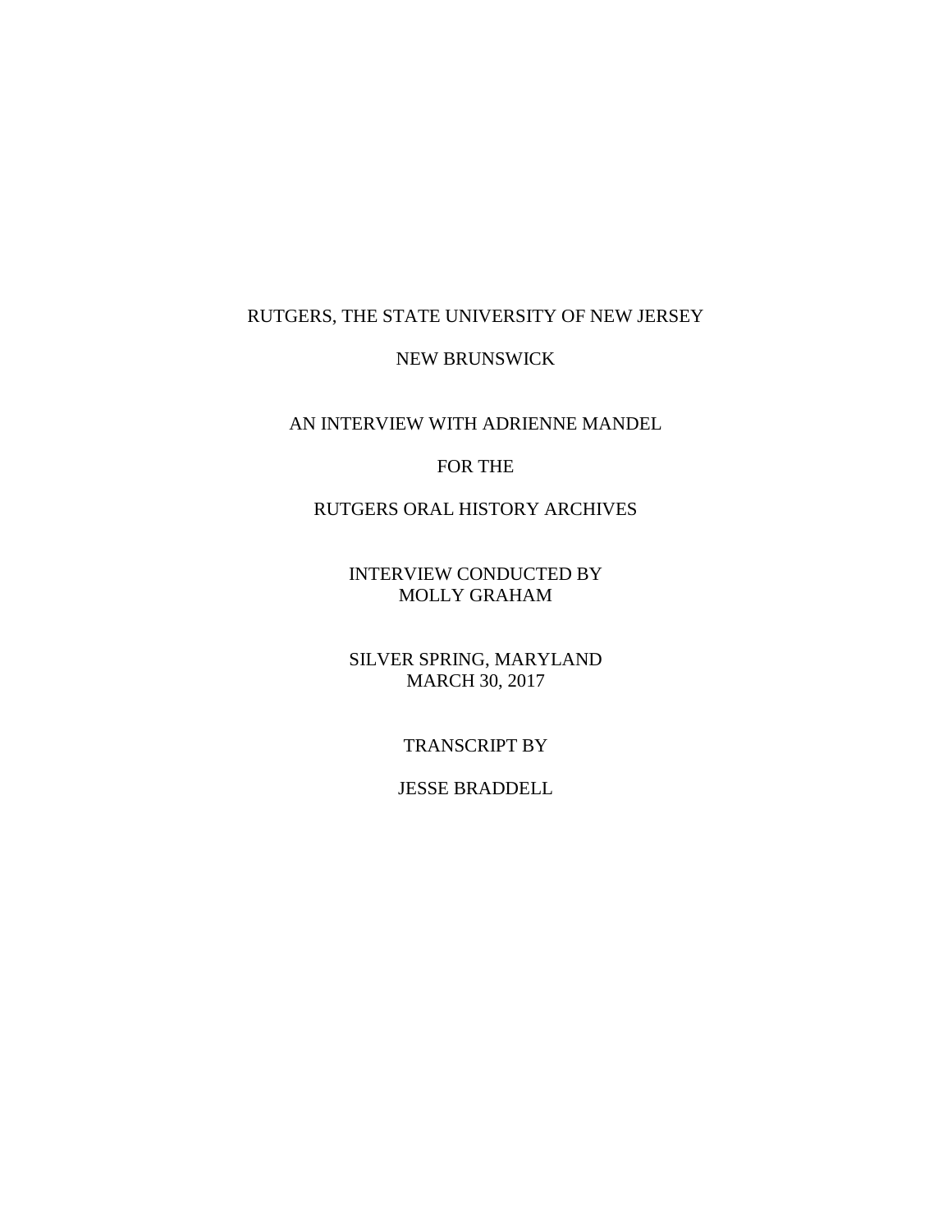RUTGERS, THE STATE UNIVERSITY OF NEW JERSEY

NEW BRUNSWICK

AN INTERVIEW WITH ADRIENNE MANDEL

FOR THE

RUTGERS ORAL HISTORY ARCHIVES

INTERVIEW CONDUCTED BY
MOLLY GRAHAM

SILVER SPRING, MARYLAND
MARCH 30, 2017

TRANSCRIPT BY

JESSE BRADDELL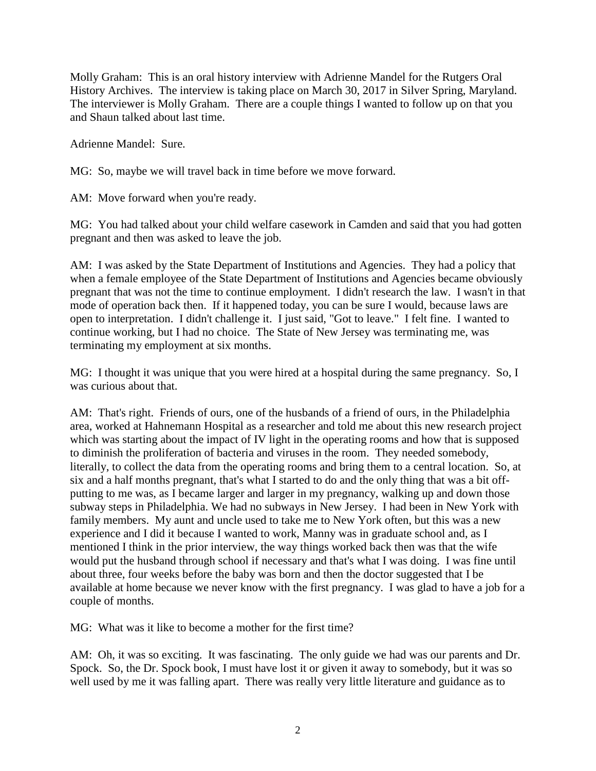Molly Graham: This is an oral history interview with Adrienne Mandel for the Rutgers Oral History Archives. The interview is taking place on March 30, 2017 in Silver Spring, Maryland. The interviewer is Molly Graham. There are a couple things I wanted to follow up on that you and Shaun talked about last time.

Adrienne Mandel: Sure.

MG: So, maybe we will travel back in time before we move forward.

AM: Move forward when you're ready.

MG: You had talked about your child welfare casework in Camden and said that you had gotten pregnant and then was asked to leave the job.

AM: I was asked by the State Department of Institutions and Agencies. They had a policy that when a female employee of the State Department of Institutions and Agencies became obviously pregnant that was not the time to continue employment. I didn't research the law. I wasn't in that mode of operation back then. If it happened today, you can be sure I would, because laws are open to interpretation. I didn't challenge it. I just said, "Got to leave." I felt fine. I wanted to continue working, but I had no choice. The State of New Jersey was terminating me, was terminating my employment at six months.

MG: I thought it was unique that you were hired at a hospital during the same pregnancy. So, I was curious about that.

AM: That's right. Friends of ours, one of the husbands of a friend of ours, in the Philadelphia area, worked at Hahnemann Hospital as a researcher and told me about this new research project which was starting about the impact of IV light in the operating rooms and how that is supposed to diminish the proliferation of bacteria and viruses in the room. They needed somebody, literally, to collect the data from the operating rooms and bring them to a central location. So, at six and a half months pregnant, that's what I started to do and the only thing that was a bit off-putting to me was, as I became larger and larger in my pregnancy, walking up and down those subway steps in Philadelphia. We had no subways in New Jersey. I had been in New York with family members. My aunt and uncle used to take me to New York often, but this was a new experience and I did it because I wanted to work, Manny was in graduate school and, as I mentioned I think in the prior interview, the way things worked back then was that the wife would put the husband through school if necessary and that's what I was doing. I was fine until about three, four weeks before the baby was born and then the doctor suggested that I be available at home because we never know with the first pregnancy. I was glad to have a job for a couple of months.

MG: What was it like to become a mother for the first time?

AM: Oh, it was so exciting. It was fascinating. The only guide we had was our parents and Dr. Spock. So, the Dr. Spock book, I must have lost it or given it away to somebody, but it was so well used by me it was falling apart. There was really very little literature and guidance as to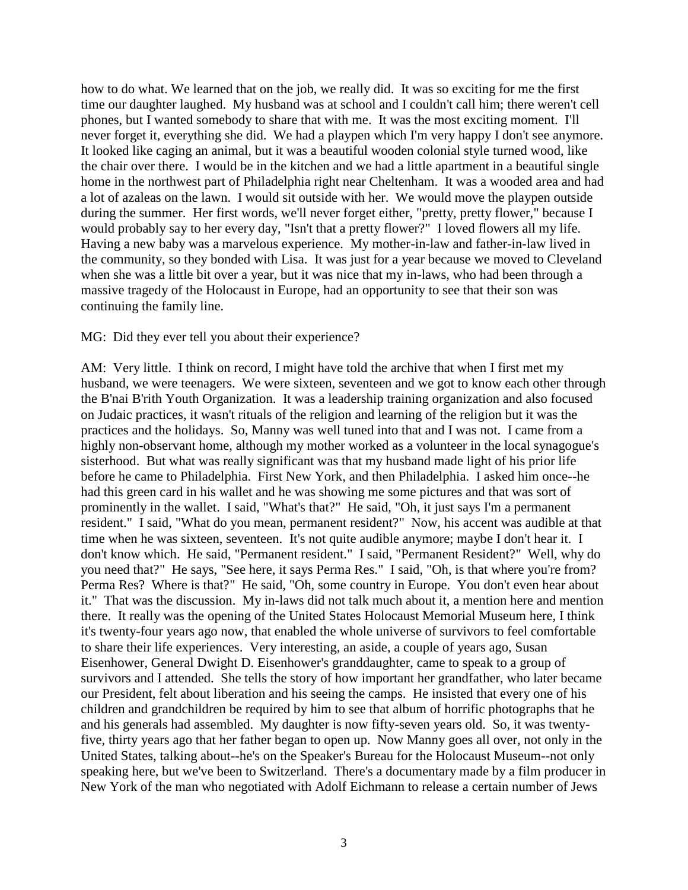how to do what. We learned that on the job, we really did. It was so exciting for me the first time our daughter laughed. My husband was at school and I couldn't call him; there weren't cell phones, but I wanted somebody to share that with me. It was the most exciting moment. I'll never forget it, everything she did. We had a playpen which I'm very happy I don't see anymore. It looked like caging an animal, but it was a beautiful wooden colonial style turned wood, like the chair over there. I would be in the kitchen and we had a little apartment in a beautiful single home in the northwest part of Philadelphia right near Cheltenham. It was a wooded area and had a lot of azaleas on the lawn. I would sit outside with her. We would move the playpen outside during the summer. Her first words, we'll never forget either, "pretty, pretty flower," because I would probably say to her every day, "Isn't that a pretty flower?" I loved flowers all my life. Having a new baby was a marvelous experience. My mother-in-law and father-in-law lived in the community, so they bonded with Lisa. It was just for a year because we moved to Cleveland when she was a little bit over a year, but it was nice that my in-laws, who had been through a massive tragedy of the Holocaust in Europe, had an opportunity to see that their son was continuing the family line.

MG: Did they ever tell you about their experience?

AM: Very little. I think on record, I might have told the archive that when I first met my husband, we were teenagers. We were sixteen, seventeen and we got to know each other through the B'nai B'rith Youth Organization. It was a leadership training organization and also focused on Judaic practices, it wasn't rituals of the religion and learning of the religion but it was the practices and the holidays. So, Manny was well tuned into that and I was not. I came from a highly non-observant home, although my mother worked as a volunteer in the local synagogue's sisterhood. But what was really significant was that my husband made light of his prior life before he came to Philadelphia. First New York, and then Philadelphia. I asked him once--he had this green card in his wallet and he was showing me some pictures and that was sort of prominently in the wallet. I said, "What's that?" He said, "Oh, it just says I'm a permanent resident." I said, "What do you mean, permanent resident?" Now, his accent was audible at that time when he was sixteen, seventeen. It's not quite audible anymore; maybe I don't hear it. I don't know which. He said, "Permanent resident." I said, "Permanent Resident?" Well, why do you need that?" He says, "See here, it says Perma Res." I said, "Oh, is that where you're from? Perma Res? Where is that?" He said, "Oh, some country in Europe. You don't even hear about it." That was the discussion. My in-laws did not talk much about it, a mention here and mention there. It really was the opening of the United States Holocaust Memorial Museum here, I think it's twenty-four years ago now, that enabled the whole universe of survivors to feel comfortable to share their life experiences. Very interesting, an aside, a couple of years ago, Susan Eisenhower, General Dwight D. Eisenhower's granddaughter, came to speak to a group of survivors and I attended. She tells the story of how important her grandfather, who later became our President, felt about liberation and his seeing the camps. He insisted that every one of his children and grandchildren be required by him to see that album of horrific photographs that he and his generals had assembled. My daughter is now fifty-seven years old. So, it was twenty-five, thirty years ago that her father began to open up. Now Manny goes all over, not only in the United States, talking about--he's on the Speaker's Bureau for the Holocaust Museum--not only speaking here, but we've been to Switzerland. There's a documentary made by a film producer in New York of the man who negotiated with Adolf Eichmann to release a certain number of Jews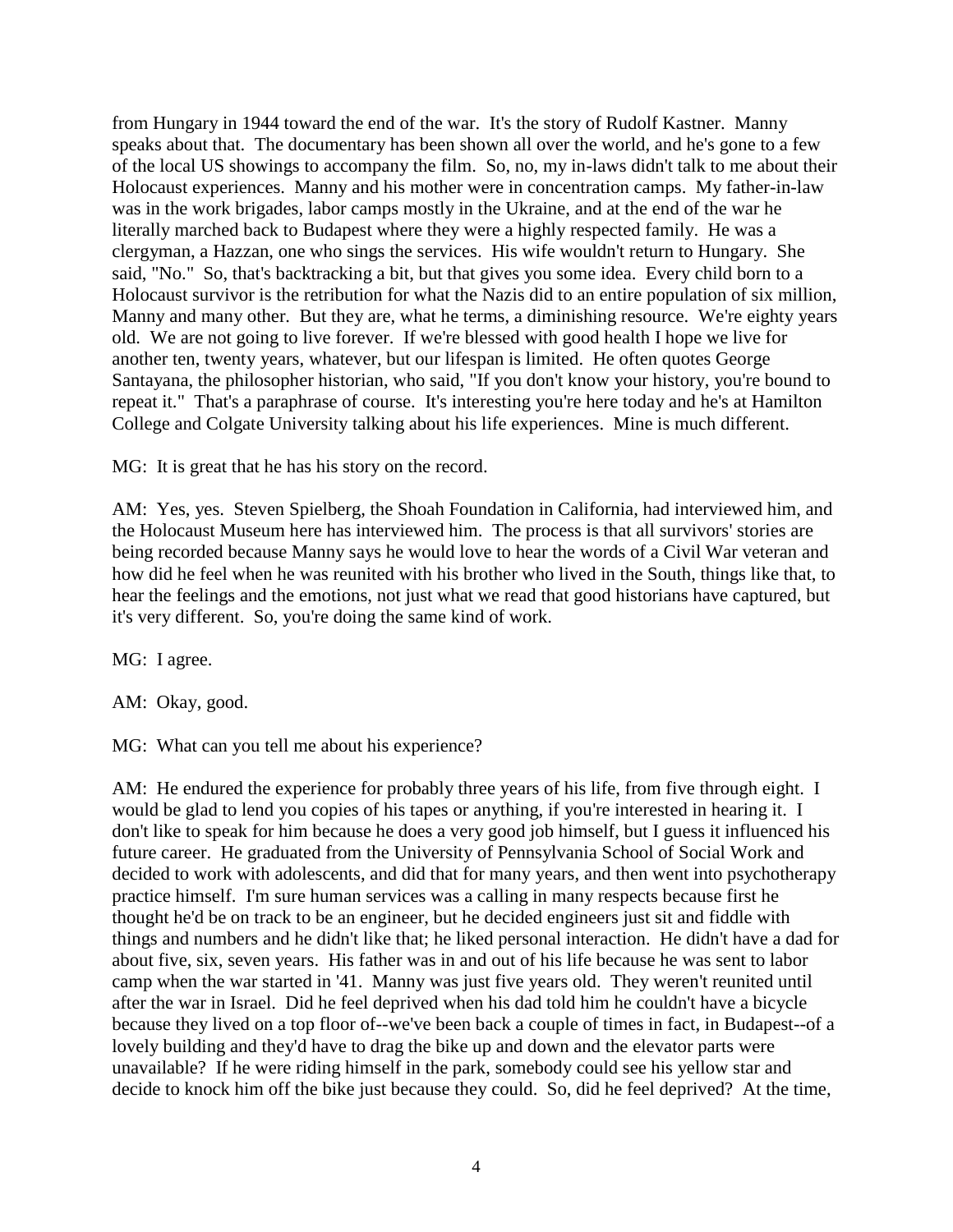from Hungary in 1944 toward the end of the war. It's the story of Rudolf Kastner. Manny speaks about that. The documentary has been shown all over the world, and he's gone to a few of the local US showings to accompany the film. So, no, my in-laws didn't talk to me about their Holocaust experiences. Manny and his mother were in concentration camps. My father-in-law was in the work brigades, labor camps mostly in the Ukraine, and at the end of the war he literally marched back to Budapest where they were a highly respected family. He was a clergyman, a Hazzan, one who sings the services. His wife wouldn't return to Hungary. She said, "No." So, that's backtracking a bit, but that gives you some idea. Every child born to a Holocaust survivor is the retribution for what the Nazis did to an entire population of six million, Manny and many other. But they are, what he terms, a diminishing resource. We're eighty years old. We are not going to live forever. If we're blessed with good health I hope we live for another ten, twenty years, whatever, but our lifespan is limited. He often quotes George Santayana, the philosopher historian, who said, "If you don't know your history, you're bound to repeat it." That's a paraphrase of course. It's interesting you're here today and he's at Hamilton College and Colgate University talking about his life experiences. Mine is much different.

MG: It is great that he has his story on the record.

AM: Yes, yes. Steven Spielberg, the Shoah Foundation in California, had interviewed him, and the Holocaust Museum here has interviewed him. The process is that all survivors' stories are being recorded because Manny says he would love to hear the words of a Civil War veteran and how did he feel when he was reunited with his brother who lived in the South, things like that, to hear the feelings and the emotions, not just what we read that good historians have captured, but it's very different. So, you're doing the same kind of work.

MG: I agree.

AM: Okay, good.

MG: What can you tell me about his experience?

AM: He endured the experience for probably three years of his life, from five through eight. I would be glad to lend you copies of his tapes or anything, if you're interested in hearing it. I don't like to speak for him because he does a very good job himself, but I guess it influenced his future career. He graduated from the University of Pennsylvania School of Social Work and decided to work with adolescents, and did that for many years, and then went into psychotherapy practice himself. I'm sure human services was a calling in many respects because first he thought he'd be on track to be an engineer, but he decided engineers just sit and fiddle with things and numbers and he didn't like that; he liked personal interaction. He didn't have a dad for about five, six, seven years. His father was in and out of his life because he was sent to labor camp when the war started in '41. Manny was just five years old. They weren't reunited until after the war in Israel. Did he feel deprived when his dad told him he couldn't have a bicycle because they lived on a top floor of--we've been back a couple of times in fact, in Budapest--of a lovely building and they'd have to drag the bike up and down and the elevator parts were unavailable? If he were riding himself in the park, somebody could see his yellow star and decide to knock him off the bike just because they could. So, did he feel deprived? At the time,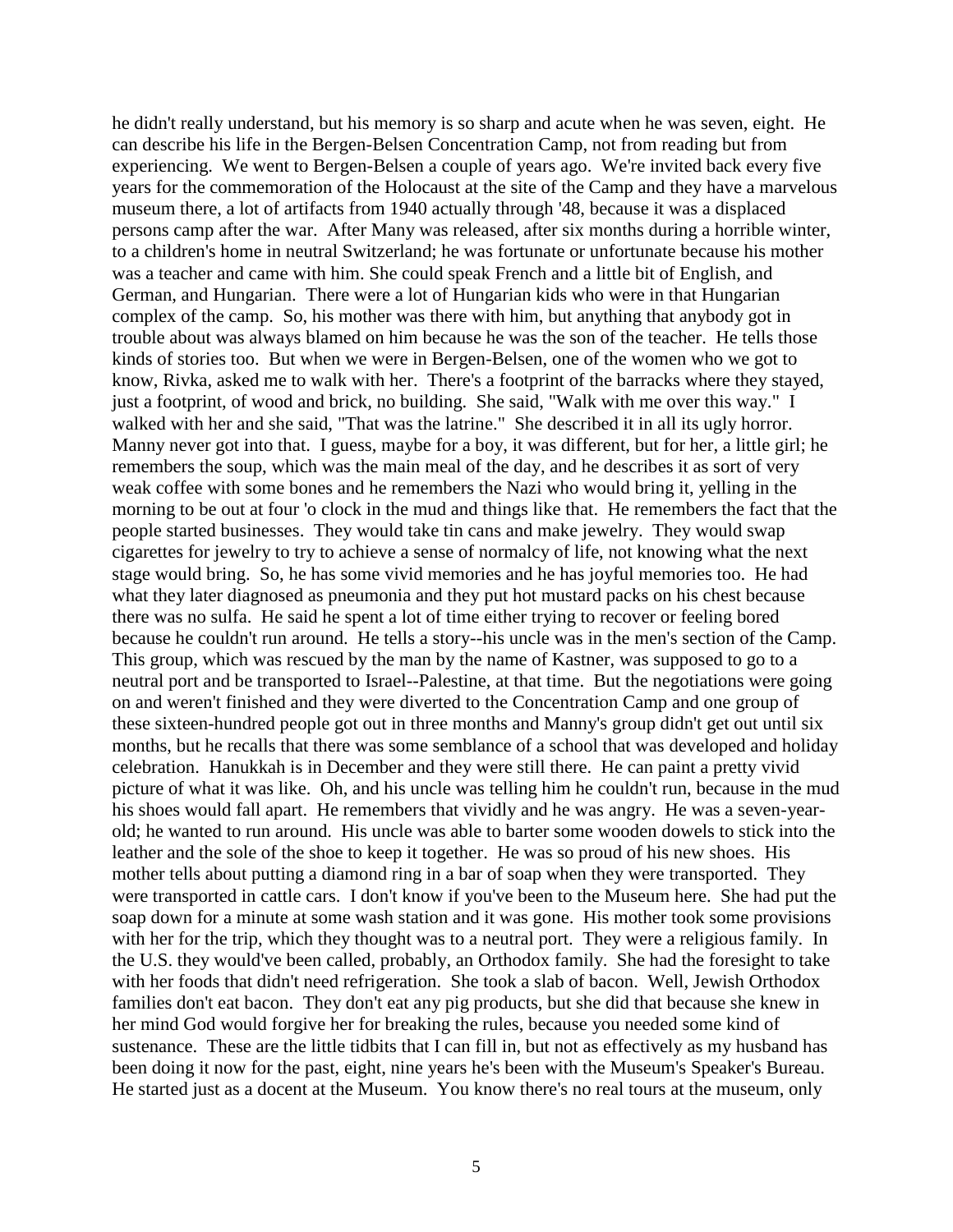he didn't really understand, but his memory is so sharp and acute when he was seven, eight. He can describe his life in the Bergen-Belsen Concentration Camp, not from reading but from experiencing. We went to Bergen-Belsen a couple of years ago. We're invited back every five years for the commemoration of the Holocaust at the site of the Camp and they have a marvelous museum there, a lot of artifacts from 1940 actually through '48, because it was a displaced persons camp after the war. After Many was released, after six months during a horrible winter, to a children's home in neutral Switzerland; he was fortunate or unfortunate because his mother was a teacher and came with him. She could speak French and a little bit of English, and German, and Hungarian. There were a lot of Hungarian kids who were in that Hungarian complex of the camp. So, his mother was there with him, but anything that anybody got in trouble about was always blamed on him because he was the son of the teacher. He tells those kinds of stories too. But when we were in Bergen-Belsen, one of the women who we got to know, Rivka, asked me to walk with her. There's a footprint of the barracks where they stayed, just a footprint, of wood and brick, no building. She said, "Walk with me over this way." I walked with her and she said, "That was the latrine." She described it in all its ugly horror. Manny never got into that. I guess, maybe for a boy, it was different, but for her, a little girl; he remembers the soup, which was the main meal of the day, and he describes it as sort of very weak coffee with some bones and he remembers the Nazi who would bring it, yelling in the morning to be out at four 'o clock in the mud and things like that. He remembers the fact that the people started businesses. They would take tin cans and make jewelry. They would swap cigarettes for jewelry to try to achieve a sense of normalcy of life, not knowing what the next stage would bring. So, he has some vivid memories and he has joyful memories too. He had what they later diagnosed as pneumonia and they put hot mustard packs on his chest because there was no sulfa. He said he spent a lot of time either trying to recover or feeling bored because he couldn't run around. He tells a story--his uncle was in the men's section of the Camp. This group, which was rescued by the man by the name of Kastner, was supposed to go to a neutral port and be transported to Israel--Palestine, at that time. But the negotiations were going on and weren't finished and they were diverted to the Concentration Camp and one group of these sixteen-hundred people got out in three months and Manny's group didn't get out until six months, but he recalls that there was some semblance of a school that was developed and holiday celebration. Hanukkah is in December and they were still there. He can paint a pretty vivid picture of what it was like. Oh, and his uncle was telling him he couldn't run, because in the mud his shoes would fall apart. He remembers that vividly and he was angry. He was a seven-year-old; he wanted to run around. His uncle was able to barter some wooden dowels to stick into the leather and the sole of the shoe to keep it together. He was so proud of his new shoes. His mother tells about putting a diamond ring in a bar of soap when they were transported. They were transported in cattle cars. I don't know if you've been to the Museum here. She had put the soap down for a minute at some wash station and it was gone. His mother took some provisions with her for the trip, which they thought was to a neutral port. They were a religious family. In the U.S. they would've been called, probably, an Orthodox family. She had the foresight to take with her foods that didn't need refrigeration. She took a slab of bacon. Well, Jewish Orthodox families don't eat bacon. They don't eat any pig products, but she did that because she knew in her mind God would forgive her for breaking the rules, because you needed some kind of sustenance. These are the little tidbits that I can fill in, but not as effectively as my husband has been doing it now for the past, eight, nine years he's been with the Museum's Speaker's Bureau. He started just as a docent at the Museum. You know there's no real tours at the museum, only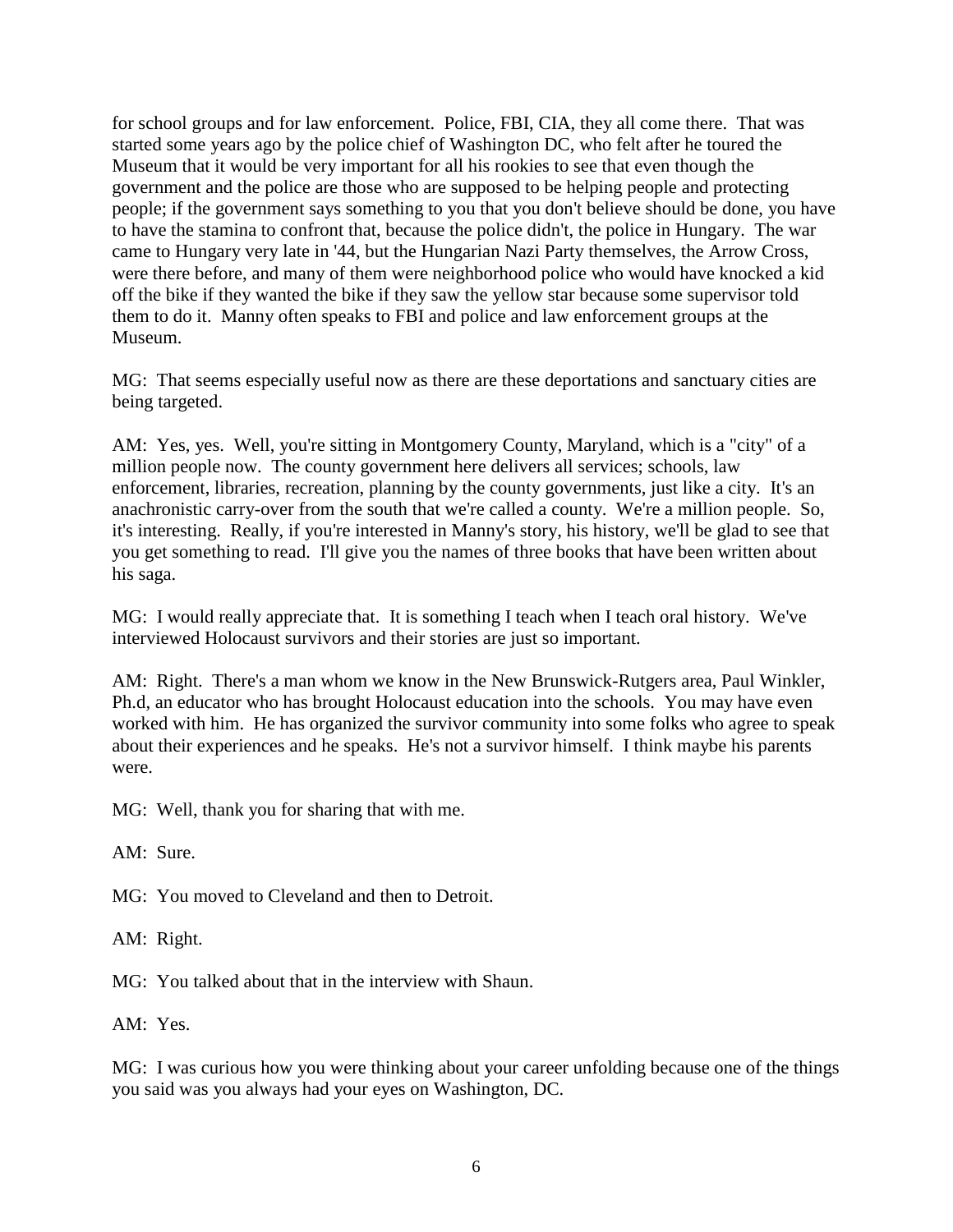for school groups and for law enforcement. Police, FBI, CIA, they all come there. That was started some years ago by the police chief of Washington DC, who felt after he toured the Museum that it would be very important for all his rookies to see that even though the government and the police are those who are supposed to be helping people and protecting people; if the government says something to you that you don't believe should be done, you have to have the stamina to confront that, because the police didn't, the police in Hungary. The war came to Hungary very late in '44, but the Hungarian Nazi Party themselves, the Arrow Cross, were there before, and many of them were neighborhood police who would have knocked a kid off the bike if they wanted the bike if they saw the yellow star because some supervisor told them to do it. Manny often speaks to FBI and police and law enforcement groups at the Museum.

MG: That seems especially useful now as there are these deportations and sanctuary cities are being targeted.

AM: Yes, yes. Well, you're sitting in Montgomery County, Maryland, which is a "city" of a million people now. The county government here delivers all services; schools, law enforcement, libraries, recreation, planning by the county governments, just like a city. It's an anachronistic carry-over from the south that we're called a county. We're a million people. So, it's interesting. Really, if you're interested in Manny's story, his history, we'll be glad to see that you get something to read. I'll give you the names of three books that have been written about his saga.

MG: I would really appreciate that. It is something I teach when I teach oral history. We've interviewed Holocaust survivors and their stories are just so important.

AM: Right. There's a man whom we know in the New Brunswick-Rutgers area, Paul Winkler, Ph.d, an educator who has brought Holocaust education into the schools. You may have even worked with him. He has organized the survivor community into some folks who agree to speak about their experiences and he speaks. He's not a survivor himself. I think maybe his parents were.

MG: Well, thank you for sharing that with me.

AM: Sure.

MG: You moved to Cleveland and then to Detroit.

AM: Right.

MG: You talked about that in the interview with Shaun.

AM: Yes.

MG: I was curious how you were thinking about your career unfolding because one of the things you said was you always had your eyes on Washington, DC.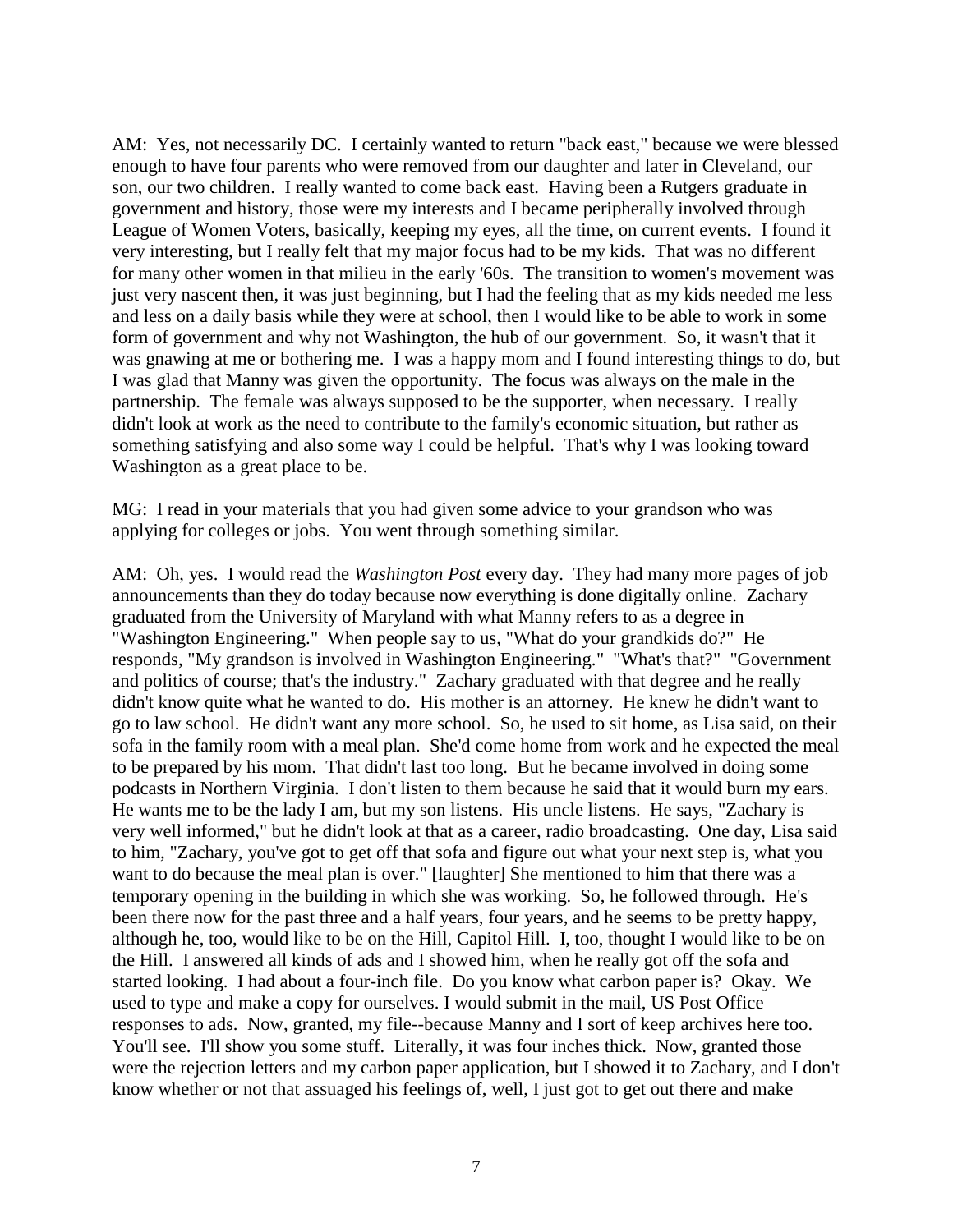AM: Yes, not necessarily DC. I certainly wanted to return "back east," because we were blessed enough to have four parents who were removed from our daughter and later in Cleveland, our son, our two children. I really wanted to come back east. Having been a Rutgers graduate in government and history, those were my interests and I became peripherally involved through League of Women Voters, basically, keeping my eyes, all the time, on current events. I found it very interesting, but I really felt that my major focus had to be my kids. That was no different for many other women in that milieu in the early '60s. The transition to women's movement was just very nascent then, it was just beginning, but I had the feeling that as my kids needed me less and less on a daily basis while they were at school, then I would like to be able to work in some form of government and why not Washington, the hub of our government. So, it wasn't that it was gnawing at me or bothering me. I was a happy mom and I found interesting things to do, but I was glad that Manny was given the opportunity. The focus was always on the male in the partnership. The female was always supposed to be the supporter, when necessary. I really didn't look at work as the need to contribute to the family's economic situation, but rather as something satisfying and also some way I could be helpful. That's why I was looking toward Washington as a great place to be.

MG: I read in your materials that you had given some advice to your grandson who was applying for colleges or jobs. You went through something similar.

AM: Oh, yes. I would read the *Washington Post* every day. They had many more pages of job announcements than they do today because now everything is done digitally online. Zachary graduated from the University of Maryland with what Manny refers to as a degree in "Washington Engineering." When people say to us, "What do your grandkids do?" He responds, "My grandson is involved in Washington Engineering." "What's that?" "Government and politics of course; that's the industry." Zachary graduated with that degree and he really didn't know quite what he wanted to do. His mother is an attorney. He knew he didn't want to go to law school. He didn't want any more school. So, he used to sit home, as Lisa said, on their sofa in the family room with a meal plan. She'd come home from work and he expected the meal to be prepared by his mom. That didn't last too long. But he became involved in doing some podcasts in Northern Virginia. I don't listen to them because he said that it would burn my ears. He wants me to be the lady I am, but my son listens. His uncle listens. He says, "Zachary is very well informed," but he didn't look at that as a career, radio broadcasting. One day, Lisa said to him, "Zachary, you've got to get off that sofa and figure out what your next step is, what you want to do because the meal plan is over." [laughter] She mentioned to him that there was a temporary opening in the building in which she was working. So, he followed through. He's been there now for the past three and a half years, four years, and he seems to be pretty happy, although he, too, would like to be on the Hill, Capitol Hill. I, too, thought I would like to be on the Hill. I answered all kinds of ads and I showed him, when he really got off the sofa and started looking. I had about a four-inch file. Do you know what carbon paper is? Okay. We used to type and make a copy for ourselves. I would submit in the mail, US Post Office responses to ads. Now, granted, my file--because Manny and I sort of keep archives here too. You'll see. I'll show you some stuff. Literally, it was four inches thick. Now, granted those were the rejection letters and my carbon paper application, but I showed it to Zachary, and I don't know whether or not that assuaged his feelings of, well, I just got to get out there and make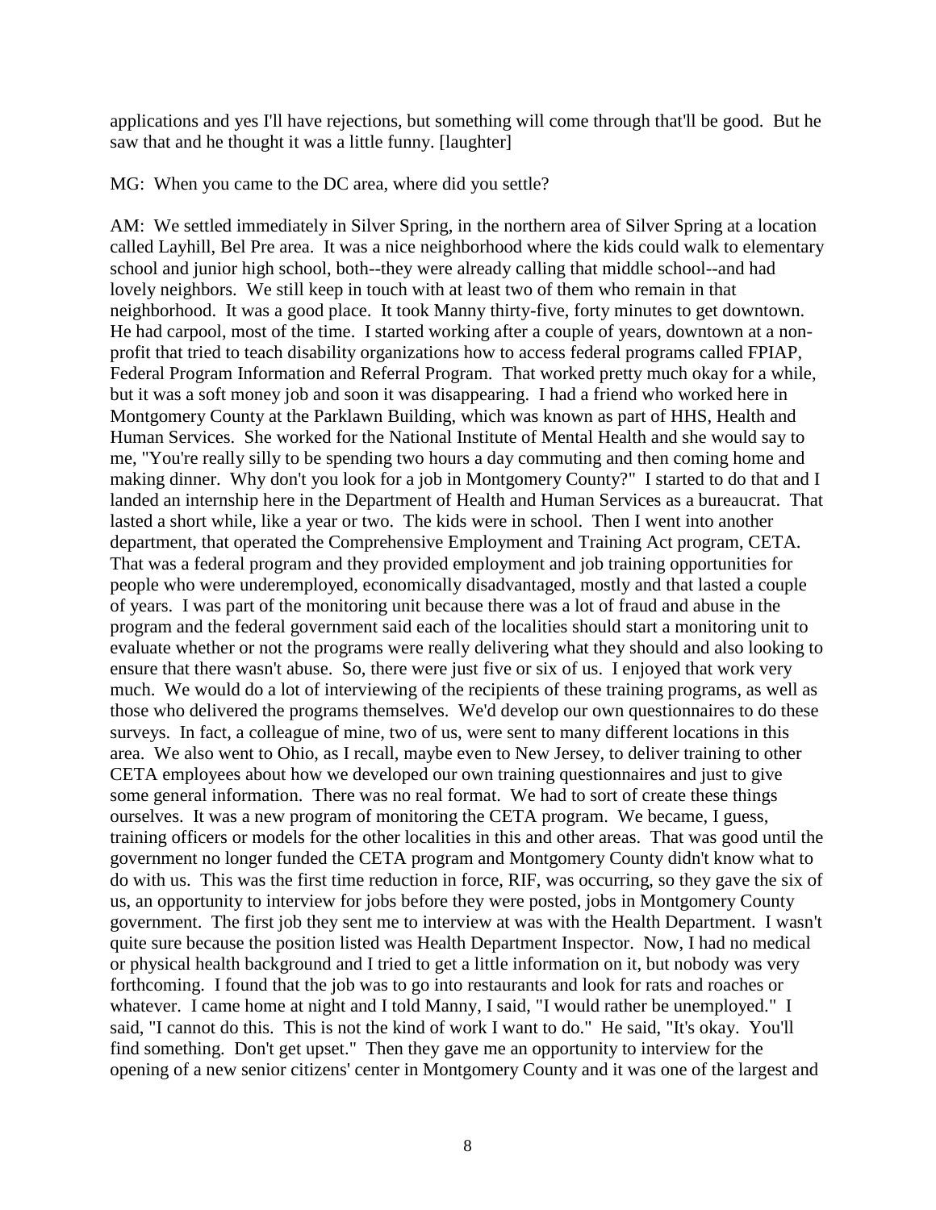applications and yes I'll have rejections, but something will come through that'll be good. But he saw that and he thought it was a little funny. [laughter]

MG: When you came to the DC area, where did you settle?

AM: We settled immediately in Silver Spring, in the northern area of Silver Spring at a location called Layhill, Bel Pre area. It was a nice neighborhood where the kids could walk to elementary school and junior high school, both--they were already calling that middle school--and had lovely neighbors. We still keep in touch with at least two of them who remain in that neighborhood. It was a good place. It took Manny thirty-five, forty minutes to get downtown. He had carpool, most of the time. I started working after a couple of years, downtown at a non-profit that tried to teach disability organizations how to access federal programs called FPIAP, Federal Program Information and Referral Program. That worked pretty much okay for a while, but it was a soft money job and soon it was disappearing. I had a friend who worked here in Montgomery County at the Parklawn Building, which was known as part of HHS, Health and Human Services. She worked for the National Institute of Mental Health and she would say to me, "You're really silly to be spending two hours a day commuting and then coming home and making dinner. Why don't you look for a job in Montgomery County?" I started to do that and I landed an internship here in the Department of Health and Human Services as a bureaucrat. That lasted a short while, like a year or two. The kids were in school. Then I went into another department, that operated the Comprehensive Employment and Training Act program, CETA. That was a federal program and they provided employment and job training opportunities for people who were underemployed, economically disadvantaged, mostly and that lasted a couple of years. I was part of the monitoring unit because there was a lot of fraud and abuse in the program and the federal government said each of the localities should start a monitoring unit to evaluate whether or not the programs were really delivering what they should and also looking to ensure that there wasn't abuse. So, there were just five or six of us. I enjoyed that work very much. We would do a lot of interviewing of the recipients of these training programs, as well as those who delivered the programs themselves. We'd develop our own questionnaires to do these surveys. In fact, a colleague of mine, two of us, were sent to many different locations in this area. We also went to Ohio, as I recall, maybe even to New Jersey, to deliver training to other CETA employees about how we developed our own training questionnaires and just to give some general information. There was no real format. We had to sort of create these things ourselves. It was a new program of monitoring the CETA program. We became, I guess, training officers or models for the other localities in this and other areas. That was good until the government no longer funded the CETA program and Montgomery County didn't know what to do with us. This was the first time reduction in force, RIF, was occurring, so they gave the six of us, an opportunity to interview for jobs before they were posted, jobs in Montgomery County government. The first job they sent me to interview at was with the Health Department. I wasn't quite sure because the position listed was Health Department Inspector. Now, I had no medical or physical health background and I tried to get a little information on it, but nobody was very forthcoming. I found that the job was to go into restaurants and look for rats and roaches or whatever. I came home at night and I told Manny, I said, "I would rather be unemployed." I said, "I cannot do this. This is not the kind of work I want to do." He said, "It's okay. You'll find something. Don't get upset." Then they gave me an opportunity to interview for the opening of a new senior citizens' center in Montgomery County and it was one of the largest and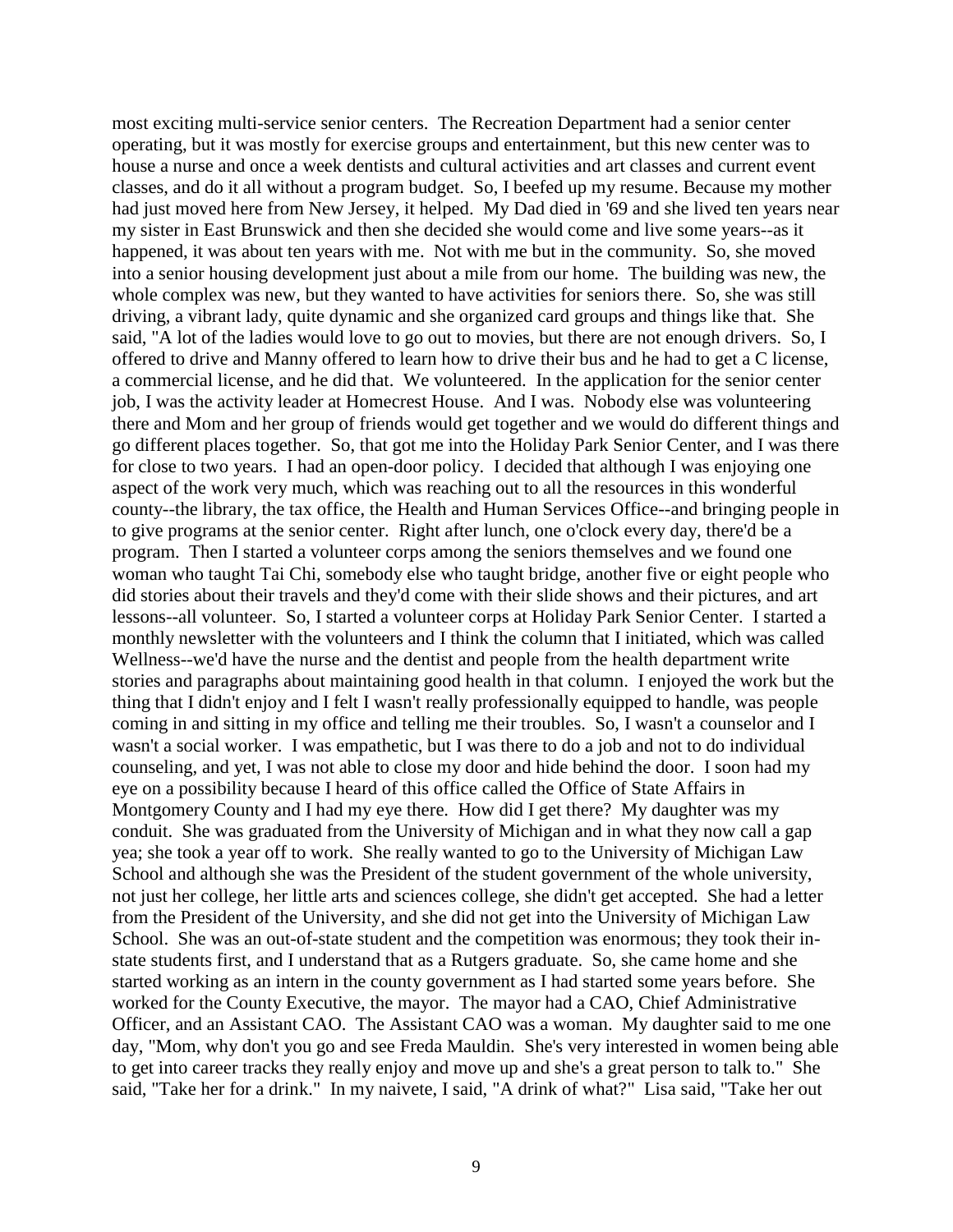most exciting multi-service senior centers. The Recreation Department had a senior center operating, but it was mostly for exercise groups and entertainment, but this new center was to house a nurse and once a week dentists and cultural activities and art classes and current event classes, and do it all without a program budget. So, I beefed up my resume. Because my mother had just moved here from New Jersey, it helped. My Dad died in '69 and she lived ten years near my sister in East Brunswick and then she decided she would come and live some years--as it happened, it was about ten years with me. Not with me but in the community. So, she moved into a senior housing development just about a mile from our home. The building was new, the whole complex was new, but they wanted to have activities for seniors there. So, she was still driving, a vibrant lady, quite dynamic and she organized card groups and things like that. She said, "A lot of the ladies would love to go out to movies, but there are not enough drivers. So, I offered to drive and Manny offered to learn how to drive their bus and he had to get a C license, a commercial license, and he did that. We volunteered. In the application for the senior center job, I was the activity leader at Homecrest House. And I was. Nobody else was volunteering there and Mom and her group of friends would get together and we would do different things and go different places together. So, that got me into the Holiday Park Senior Center, and I was there for close to two years. I had an open-door policy. I decided that although I was enjoying one aspect of the work very much, which was reaching out to all the resources in this wonderful county--the library, the tax office, the Health and Human Services Office--and bringing people in to give programs at the senior center. Right after lunch, one o'clock every day, there'd be a program. Then I started a volunteer corps among the seniors themselves and we found one woman who taught Tai Chi, somebody else who taught bridge, another five or eight people who did stories about their travels and they'd come with their slide shows and their pictures, and art lessons--all volunteer. So, I started a volunteer corps at Holiday Park Senior Center. I started a monthly newsletter with the volunteers and I think the column that I initiated, which was called Wellness--we'd have the nurse and the dentist and people from the health department write stories and paragraphs about maintaining good health in that column. I enjoyed the work but the thing that I didn't enjoy and I felt I wasn't really professionally equipped to handle, was people coming in and sitting in my office and telling me their troubles. So, I wasn't a counselor and I wasn't a social worker. I was empathetic, but I was there to do a job and not to do individual counseling, and yet, I was not able to close my door and hide behind the door. I soon had my eye on a possibility because I heard of this office called the Office of State Affairs in Montgomery County and I had my eye there. How did I get there? My daughter was my conduit. She was graduated from the University of Michigan and in what they now call a gap yea; she took a year off to work. She really wanted to go to the University of Michigan Law School and although she was the President of the student government of the whole university, not just her college, her little arts and sciences college, she didn't get accepted. She had a letter from the President of the University, and she did not get into the University of Michigan Law School. She was an out-of-state student and the competition was enormous; they took their in-state students first, and I understand that as a Rutgers graduate. So, she came home and she started working as an intern in the county government as I had started some years before. She worked for the County Executive, the mayor. The mayor had a CAO, Chief Administrative Officer, and an Assistant CAO. The Assistant CAO was a woman. My daughter said to me one day, "Mom, why don't you go and see Freda Mauldin. She's very interested in women being able to get into career tracks they really enjoy and move up and she's a great person to talk to." She said, "Take her for a drink." In my naivete, I said, "A drink of what?" Lisa said, "Take her out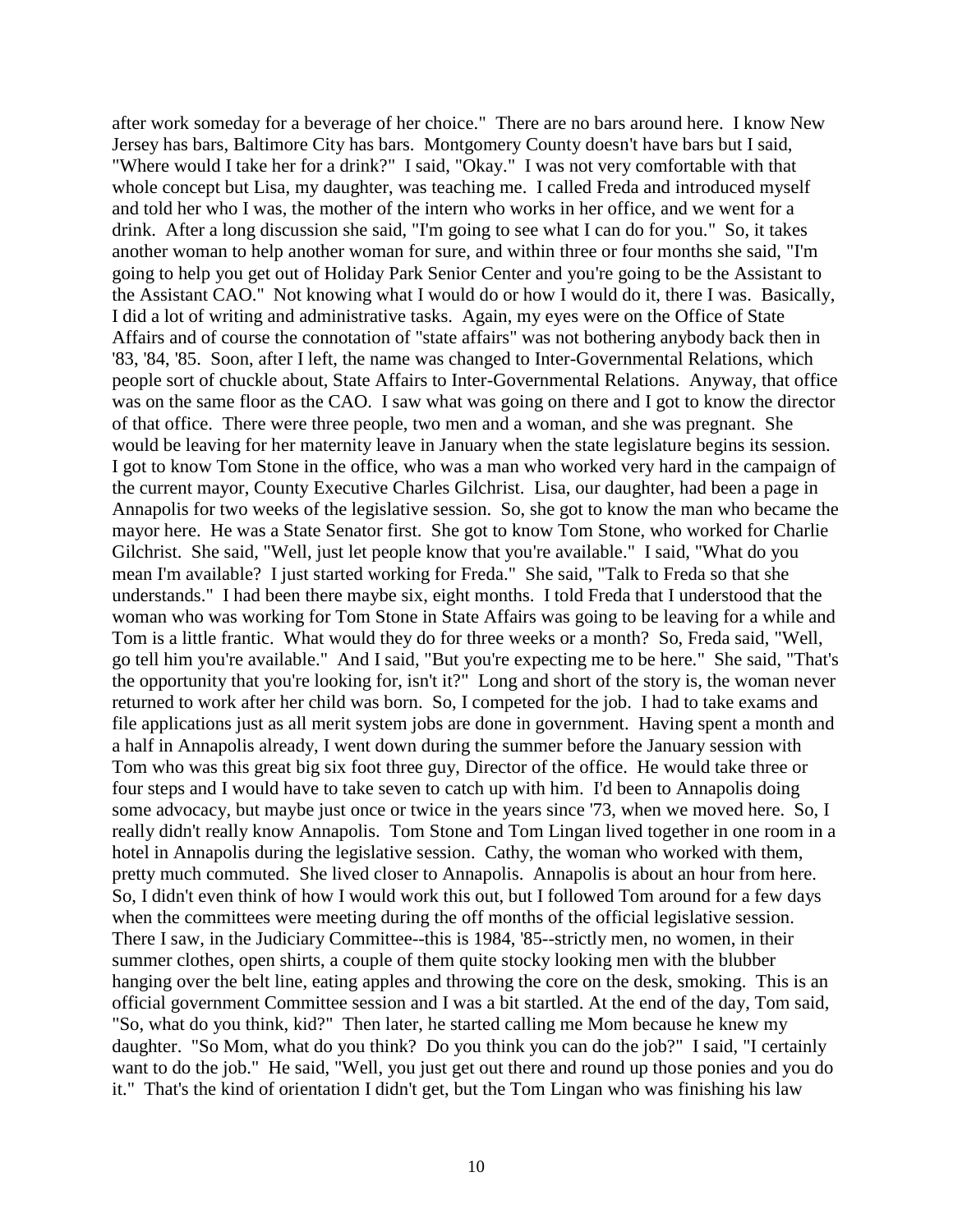after work someday for a beverage of her choice." There are no bars around here. I know New Jersey has bars, Baltimore City has bars. Montgomery County doesn't have bars but I said, "Where would I take her for a drink?" I said, "Okay." I was not very comfortable with that whole concept but Lisa, my daughter, was teaching me. I called Freda and introduced myself and told her who I was, the mother of the intern who works in her office, and we went for a drink. After a long discussion she said, "I'm going to see what I can do for you." So, it takes another woman to help another woman for sure, and within three or four months she said, "I'm going to help you get out of Holiday Park Senior Center and you're going to be the Assistant to the Assistant CAO." Not knowing what I would do or how I would do it, there I was. Basically, I did a lot of writing and administrative tasks. Again, my eyes were on the Office of State Affairs and of course the connotation of "state affairs" was not bothering anybody back then in '83, '84, '85. Soon, after I left, the name was changed to Inter-Governmental Relations, which people sort of chuckle about, State Affairs to Inter-Governmental Relations. Anyway, that office was on the same floor as the CAO. I saw what was going on there and I got to know the director of that office. There were three people, two men and a woman, and she was pregnant. She would be leaving for her maternity leave in January when the state legislature begins its session. I got to know Tom Stone in the office, who was a man who worked very hard in the campaign of the current mayor, County Executive Charles Gilchrist. Lisa, our daughter, had been a page in Annapolis for two weeks of the legislative session. So, she got to know the man who became the mayor here. He was a State Senator first. She got to know Tom Stone, who worked for Charlie Gilchrist. She said, "Well, just let people know that you're available." I said, "What do you mean I'm available? I just started working for Freda." She said, "Talk to Freda so that she understands." I had been there maybe six, eight months. I told Freda that I understood that the woman who was working for Tom Stone in State Affairs was going to be leaving for a while and Tom is a little frantic. What would they do for three weeks or a month? So, Freda said, "Well, go tell him you're available." And I said, "But you're expecting me to be here." She said, "That's the opportunity that you're looking for, isn't it?" Long and short of the story is, the woman never returned to work after her child was born. So, I competed for the job. I had to take exams and file applications just as all merit system jobs are done in government. Having spent a month and a half in Annapolis already, I went down during the summer before the January session with Tom who was this great big six foot three guy, Director of the office. He would take three or four steps and I would have to take seven to catch up with him. I'd been to Annapolis doing some advocacy, but maybe just once or twice in the years since '73, when we moved here. So, I really didn't really know Annapolis. Tom Stone and Tom Lingan lived together in one room in a hotel in Annapolis during the legislative session. Cathy, the woman who worked with them, pretty much commuted. She lived closer to Annapolis. Annapolis is about an hour from here. So, I didn't even think of how I would work this out, but I followed Tom around for a few days when the committees were meeting during the off months of the official legislative session. There I saw, in the Judiciary Committee--this is 1984, '85--strictly men, no women, in their summer clothes, open shirts, a couple of them quite stocky looking men with the blubber hanging over the belt line, eating apples and throwing the core on the desk, smoking. This is an official government Committee session and I was a bit startled. At the end of the day, Tom said, "So, what do you think, kid?" Then later, he started calling me Mom because he knew my daughter. "So Mom, what do you think? Do you think you can do the job?" I said, "I certainly want to do the job." He said, "Well, you just get out there and round up those ponies and you do it." That's the kind of orientation I didn't get, but the Tom Lingan who was finishing his law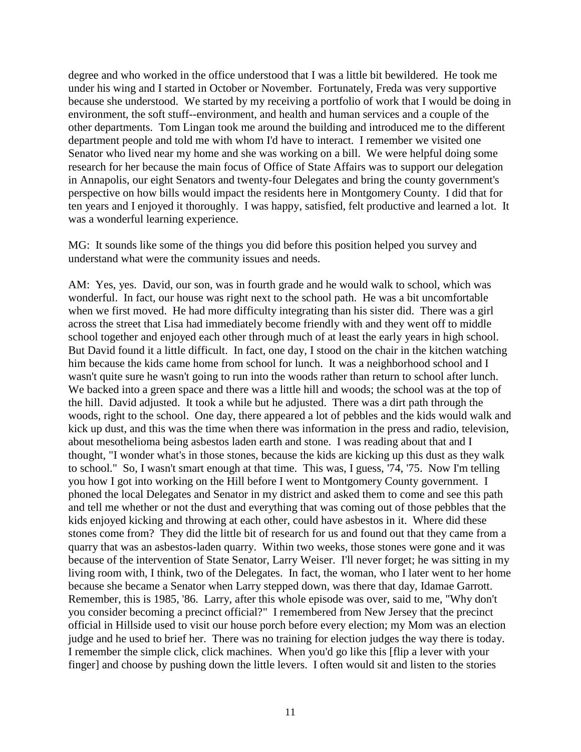degree and who worked in the office understood that I was a little bit bewildered. He took me under his wing and I started in October or November. Fortunately, Freda was very supportive because she understood. We started by my receiving a portfolio of work that I would be doing in environment, the soft stuff--environment, and health and human services and a couple of the other departments. Tom Lingan took me around the building and introduced me to the different department people and told me with whom I'd have to interact. I remember we visited one Senator who lived near my home and she was working on a bill. We were helpful doing some research for her because the main focus of Office of State Affairs was to support our delegation in Annapolis, our eight Senators and twenty-four Delegates and bring the county government's perspective on how bills would impact the residents here in Montgomery County. I did that for ten years and I enjoyed it thoroughly. I was happy, satisfied, felt productive and learned a lot. It was a wonderful learning experience.

MG: It sounds like some of the things you did before this position helped you survey and understand what were the community issues and needs.

AM: Yes, yes. David, our son, was in fourth grade and he would walk to school, which was wonderful. In fact, our house was right next to the school path. He was a bit uncomfortable when we first moved. He had more difficulty integrating than his sister did. There was a girl across the street that Lisa had immediately become friendly with and they went off to middle school together and enjoyed each other through much of at least the early years in high school. But David found it a little difficult. In fact, one day, I stood on the chair in the kitchen watching him because the kids came home from school for lunch. It was a neighborhood school and I wasn't quite sure he wasn't going to run into the woods rather than return to school after lunch. We backed into a green space and there was a little hill and woods; the school was at the top of the hill. David adjusted. It took a while but he adjusted. There was a dirt path through the woods, right to the school. One day, there appeared a lot of pebbles and the kids would walk and kick up dust, and this was the time when there was information in the press and radio, television, about mesothelioma being asbestos laden earth and stone. I was reading about that and I thought, "I wonder what's in those stones, because the kids are kicking up this dust as they walk to school." So, I wasn't smart enough at that time. This was, I guess, '74, '75. Now I'm telling you how I got into working on the Hill before I went to Montgomery County government. I phoned the local Delegates and Senator in my district and asked them to come and see this path and tell me whether or not the dust and everything that was coming out of those pebbles that the kids enjoyed kicking and throwing at each other, could have asbestos in it. Where did these stones come from? They did the little bit of research for us and found out that they came from a quarry that was an asbestos-laden quarry. Within two weeks, those stones were gone and it was because of the intervention of State Senator, Larry Weiser. I'll never forget; he was sitting in my living room with, I think, two of the Delegates. In fact, the woman, who I later went to her home because she became a Senator when Larry stepped down, was there that day, Idamae Garrott. Remember, this is 1985, '86. Larry, after this whole episode was over, said to me, "Why don't you consider becoming a precinct official?" I remembered from New Jersey that the precinct official in Hillside used to visit our house porch before every election; my Mom was an election judge and he used to brief her. There was no training for election judges the way there is today. I remember the simple click, click machines. When you'd go like this [flip a lever with your finger] and choose by pushing down the little levers. I often would sit and listen to the stories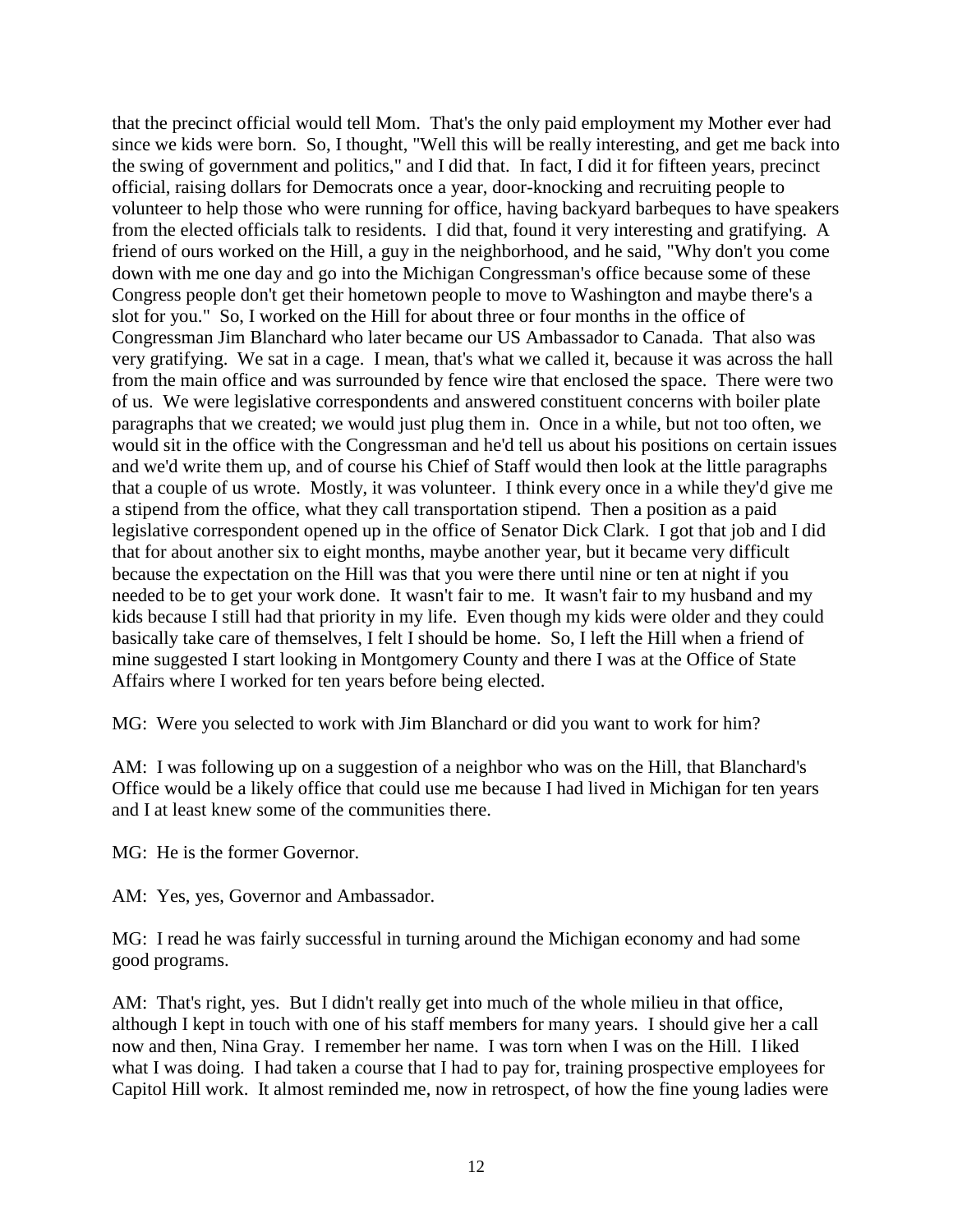that the precinct official would tell Mom. That's the only paid employment my Mother ever had since we kids were born. So, I thought, "Well this will be really interesting, and get me back into the swing of government and politics," and I did that. In fact, I did it for fifteen years, precinct official, raising dollars for Democrats once a year, door-knocking and recruiting people to volunteer to help those who were running for office, having backyard barbeques to have speakers from the elected officials talk to residents. I did that, found it very interesting and gratifying. A friend of ours worked on the Hill, a guy in the neighborhood, and he said, "Why don't you come down with me one day and go into the Michigan Congressman's office because some of these Congress people don't get their hometown people to move to Washington and maybe there's a slot for you." So, I worked on the Hill for about three or four months in the office of Congressman Jim Blanchard who later became our US Ambassador to Canada. That also was very gratifying. We sat in a cage. I mean, that's what we called it, because it was across the hall from the main office and was surrounded by fence wire that enclosed the space. There were two of us. We were legislative correspondents and answered constituent concerns with boiler plate paragraphs that we created; we would just plug them in. Once in a while, but not too often, we would sit in the office with the Congressman and he'd tell us about his positions on certain issues and we'd write them up, and of course his Chief of Staff would then look at the little paragraphs that a couple of us wrote. Mostly, it was volunteer. I think every once in a while they'd give me a stipend from the office, what they call transportation stipend. Then a position as a paid legislative correspondent opened up in the office of Senator Dick Clark. I got that job and I did that for about another six to eight months, maybe another year, but it became very difficult because the expectation on the Hill was that you were there until nine or ten at night if you needed to be to get your work done. It wasn't fair to me. It wasn't fair to my husband and my kids because I still had that priority in my life. Even though my kids were older and they could basically take care of themselves, I felt I should be home. So, I left the Hill when a friend of mine suggested I start looking in Montgomery County and there I was at the Office of State Affairs where I worked for ten years before being elected.

MG: Were you selected to work with Jim Blanchard or did you want to work for him?

AM: I was following up on a suggestion of a neighbor who was on the Hill, that Blanchard's Office would be a likely office that could use me because I had lived in Michigan for ten years and I at least knew some of the communities there.

MG: He is the former Governor.

AM: Yes, yes, Governor and Ambassador.

MG: I read he was fairly successful in turning around the Michigan economy and had some good programs.

AM: That's right, yes. But I didn't really get into much of the whole milieu in that office, although I kept in touch with one of his staff members for many years. I should give her a call now and then, Nina Gray. I remember her name. I was torn when I was on the Hill. I liked what I was doing. I had taken a course that I had to pay for, training prospective employees for Capitol Hill work. It almost reminded me, now in retrospect, of how the fine young ladies were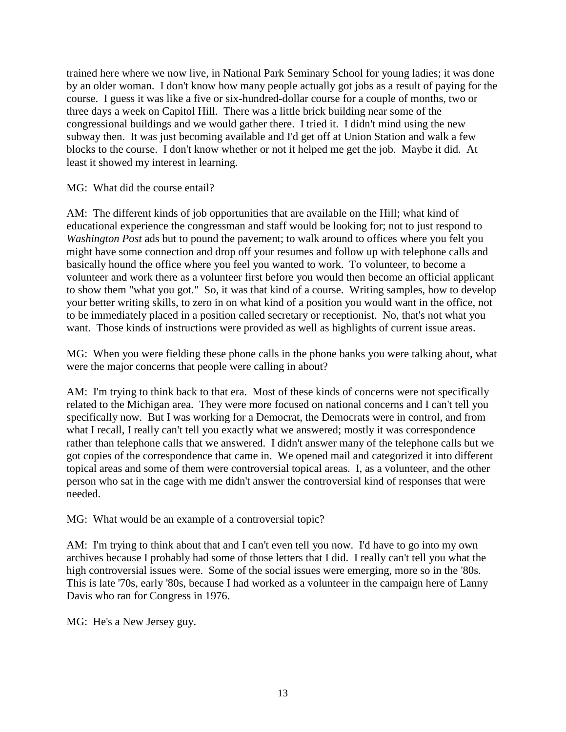trained here where we now live, in National Park Seminary School for young ladies; it was done by an older woman. I don't know how many people actually got jobs as a result of paying for the course. I guess it was like a five or six-hundred-dollar course for a couple of months, two or three days a week on Capitol Hill. There was a little brick building near some of the congressional buildings and we would gather there. I tried it. I didn't mind using the new subway then. It was just becoming available and I'd get off at Union Station and walk a few blocks to the course. I don't know whether or not it helped me get the job. Maybe it did. At least it showed my interest in learning.

MG: What did the course entail?

AM: The different kinds of job opportunities that are available on the Hill; what kind of educational experience the congressman and staff would be looking for; not to just respond to *Washington Post* ads but to pound the pavement; to walk around to offices where you felt you might have some connection and drop off your resumes and follow up with telephone calls and basically hound the office where you feel you wanted to work. To volunteer, to become a volunteer and work there as a volunteer first before you would then become an official applicant to show them "what you got." So, it was that kind of a course. Writing samples, how to develop your better writing skills, to zero in on what kind of a position you would want in the office, not to be immediately placed in a position called secretary or receptionist. No, that's not what you want. Those kinds of instructions were provided as well as highlights of current issue areas.

MG: When you were fielding these phone calls in the phone banks you were talking about, what were the major concerns that people were calling in about?

AM: I'm trying to think back to that era. Most of these kinds of concerns were not specifically related to the Michigan area. They were more focused on national concerns and I can't tell you specifically now. But I was working for a Democrat, the Democrats were in control, and from what I recall, I really can't tell you exactly what we answered; mostly it was correspondence rather than telephone calls that we answered. I didn't answer many of the telephone calls but we got copies of the correspondence that came in. We opened mail and categorized it into different topical areas and some of them were controversial topical areas. I, as a volunteer, and the other person who sat in the cage with me didn't answer the controversial kind of responses that were needed.

MG: What would be an example of a controversial topic?

AM: I'm trying to think about that and I can't even tell you now. I'd have to go into my own archives because I probably had some of those letters that I did. I really can't tell you what the high controversial issues were. Some of the social issues were emerging, more so in the '80s. This is late '70s, early '80s, because I had worked as a volunteer in the campaign here of Lanny Davis who ran for Congress in 1976.

MG: He's a New Jersey guy.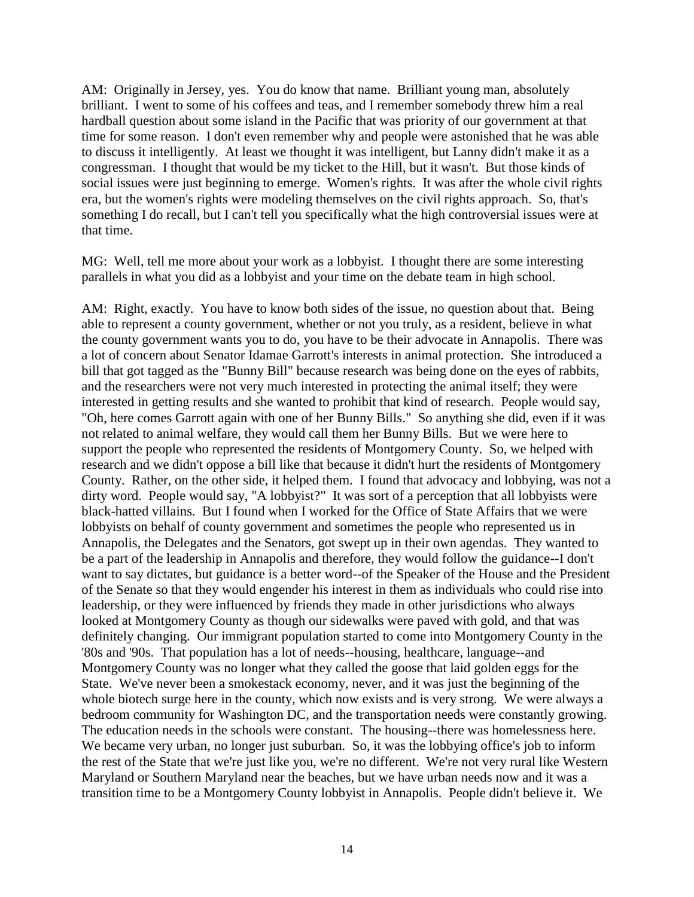AM: Originally in Jersey, yes. You do know that name. Brilliant young man, absolutely brilliant. I went to some of his coffees and teas, and I remember somebody threw him a real hardball question about some island in the Pacific that was priority of our government at that time for some reason. I don't even remember why and people were astonished that he was able to discuss it intelligently. At least we thought it was intelligent, but Lanny didn't make it as a congressman. I thought that would be my ticket to the Hill, but it wasn't. But those kinds of social issues were just beginning to emerge. Women's rights. It was after the whole civil rights era, but the women's rights were modeling themselves on the civil rights approach. So, that's something I do recall, but I can't tell you specifically what the high controversial issues were at that time.

MG: Well, tell me more about your work as a lobbyist. I thought there are some interesting parallels in what you did as a lobbyist and your time on the debate team in high school.

AM: Right, exactly. You have to know both sides of the issue, no question about that. Being able to represent a county government, whether or not you truly, as a resident, believe in what the county government wants you to do, you have to be their advocate in Annapolis. There was a lot of concern about Senator Idamae Garrott's interests in animal protection. She introduced a bill that got tagged as the "Bunny Bill" because research was being done on the eyes of rabbits, and the researchers were not very much interested in protecting the animal itself; they were interested in getting results and she wanted to prohibit that kind of research. People would say, "Oh, here comes Garrott again with one of her Bunny Bills." So anything she did, even if it was not related to animal welfare, they would call them her Bunny Bills. But we were here to support the people who represented the residents of Montgomery County. So, we helped with research and we didn't oppose a bill like that because it didn't hurt the residents of Montgomery County. Rather, on the other side, it helped them. I found that advocacy and lobbying, was not a dirty word. People would say, "A lobbyist?" It was sort of a perception that all lobbyists were black-hatted villains. But I found when I worked for the Office of State Affairs that we were lobbyists on behalf of county government and sometimes the people who represented us in Annapolis, the Delegates and the Senators, got swept up in their own agendas. They wanted to be a part of the leadership in Annapolis and therefore, they would follow the guidance--I don't want to say dictates, but guidance is a better word--of the Speaker of the House and the President of the Senate so that they would engender his interest in them as individuals who could rise into leadership, or they were influenced by friends they made in other jurisdictions who always looked at Montgomery County as though our sidewalks were paved with gold, and that was definitely changing. Our immigrant population started to come into Montgomery County in the '80s and '90s. That population has a lot of needs--housing, healthcare, language--and Montgomery County was no longer what they called the goose that laid golden eggs for the State. We've never been a smokestack economy, never, and it was just the beginning of the whole biotech surge here in the county, which now exists and is very strong. We were always a bedroom community for Washington DC, and the transportation needs were constantly growing. The education needs in the schools were constant. The housing--there was homelessness here. We became very urban, no longer just suburban. So, it was the lobbying office's job to inform the rest of the State that we're just like you, we're no different. We're not very rural like Western Maryland or Southern Maryland near the beaches, but we have urban needs now and it was a transition time to be a Montgomery County lobbyist in Annapolis. People didn't believe it. We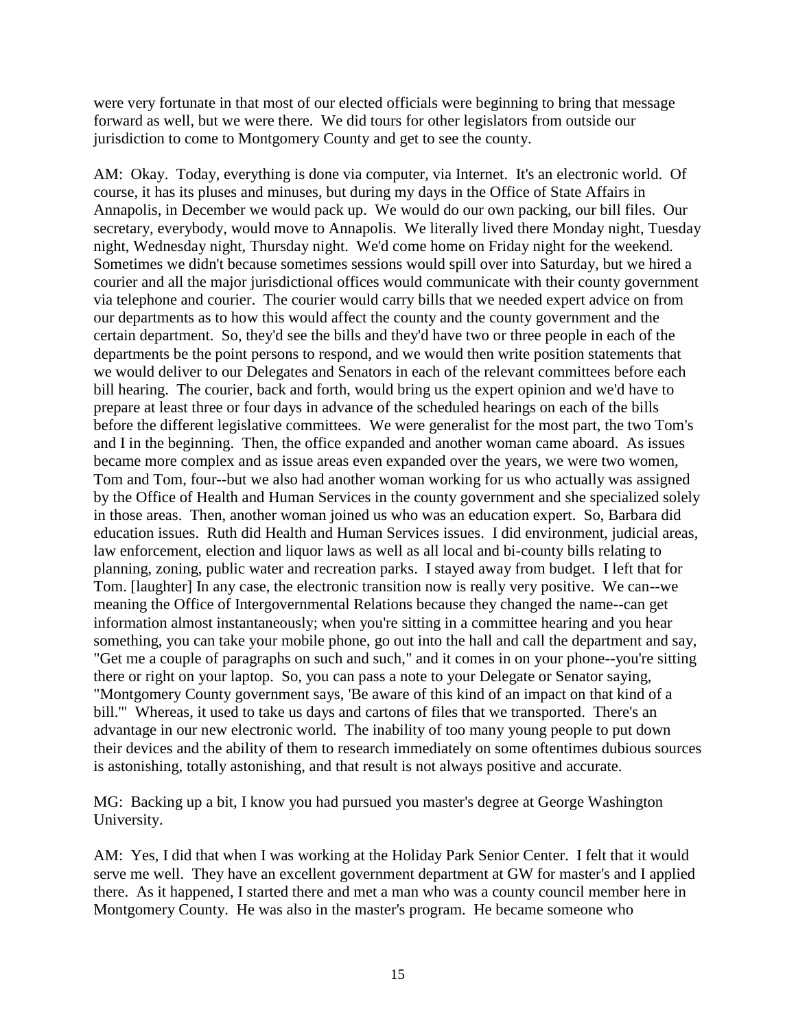were very fortunate in that most of our elected officials were beginning to bring that message forward as well, but we were there. We did tours for other legislators from outside our jurisdiction to come to Montgomery County and get to see the county.

AM: Okay. Today, everything is done via computer, via Internet. It's an electronic world. Of course, it has its pluses and minuses, but during my days in the Office of State Affairs in Annapolis, in December we would pack up. We would do our own packing, our bill files. Our secretary, everybody, would move to Annapolis. We literally lived there Monday night, Tuesday night, Wednesday night, Thursday night. We'd come home on Friday night for the weekend. Sometimes we didn't because sometimes sessions would spill over into Saturday, but we hired a courier and all the major jurisdictional offices would communicate with their county government via telephone and courier. The courier would carry bills that we needed expert advice on from our departments as to how this would affect the county and the county government and the certain department. So, they'd see the bills and they'd have two or three people in each of the departments be the point persons to respond, and we would then write position statements that we would deliver to our Delegates and Senators in each of the relevant committees before each bill hearing. The courier, back and forth, would bring us the expert opinion and we'd have to prepare at least three or four days in advance of the scheduled hearings on each of the bills before the different legislative committees. We were generalist for the most part, the two Tom's and I in the beginning. Then, the office expanded and another woman came aboard. As issues became more complex and as issue areas even expanded over the years, we were two women, Tom and Tom, four--but we also had another woman working for us who actually was assigned by the Office of Health and Human Services in the county government and she specialized solely in those areas. Then, another woman joined us who was an education expert. So, Barbara did education issues. Ruth did Health and Human Services issues. I did environment, judicial areas, law enforcement, election and liquor laws as well as all local and bi-county bills relating to planning, zoning, public water and recreation parks. I stayed away from budget. I left that for Tom. [laughter] In any case, the electronic transition now is really very positive. We can--we meaning the Office of Intergovernmental Relations because they changed the name--can get information almost instantaneously; when you're sitting in a committee hearing and you hear something, you can take your mobile phone, go out into the hall and call the department and say, "Get me a couple of paragraphs on such and such," and it comes in on your phone--you're sitting there or right on your laptop. So, you can pass a note to your Delegate or Senator saying, "Montgomery County government says, 'Be aware of this kind of an impact on that kind of a bill.'" Whereas, it used to take us days and cartons of files that we transported. There's an advantage in our new electronic world. The inability of too many young people to put down their devices and the ability of them to research immediately on some oftentimes dubious sources is astonishing, totally astonishing, and that result is not always positive and accurate.

MG: Backing up a bit, I know you had pursued you master's degree at George Washington University.

AM: Yes, I did that when I was working at the Holiday Park Senior Center. I felt that it would serve me well. They have an excellent government department at GW for master's and I applied there. As it happened, I started there and met a man who was a county council member here in Montgomery County. He was also in the master's program. He became someone who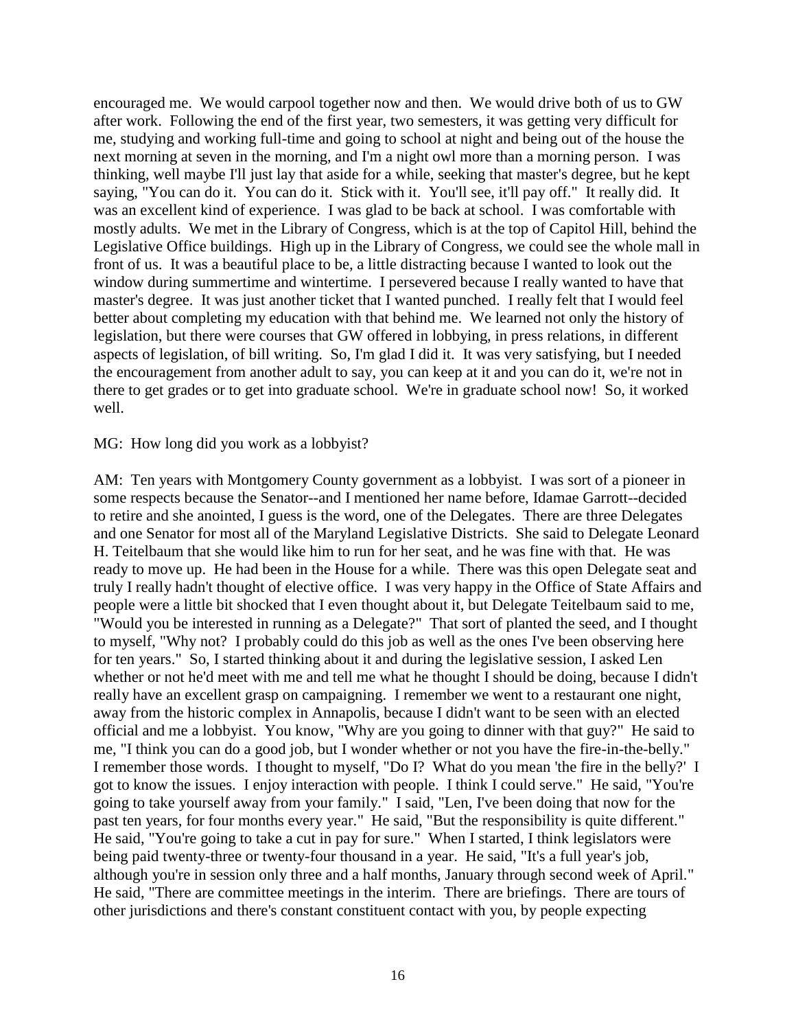encouraged me. We would carpool together now and then. We would drive both of us to GW after work. Following the end of the first year, two semesters, it was getting very difficult for me, studying and working full-time and going to school at night and being out of the house the next morning at seven in the morning, and I'm a night owl more than a morning person. I was thinking, well maybe I'll just lay that aside for a while, seeking that master's degree, but he kept saying, "You can do it. You can do it. Stick with it. You'll see, it'll pay off." It really did. It was an excellent kind of experience. I was glad to be back at school. I was comfortable with mostly adults. We met in the Library of Congress, which is at the top of Capitol Hill, behind the Legislative Office buildings. High up in the Library of Congress, we could see the whole mall in front of us. It was a beautiful place to be, a little distracting because I wanted to look out the window during summertime and wintertime. I persevered because I really wanted to have that master's degree. It was just another ticket that I wanted punched. I really felt that I would feel better about completing my education with that behind me. We learned not only the history of legislation, but there were courses that GW offered in lobbying, in press relations, in different aspects of legislation, of bill writing. So, I'm glad I did it. It was very satisfying, but I needed the encouragement from another adult to say, you can keep at it and you can do it, we're not in there to get grades or to get into graduate school. We're in graduate school now! So, it worked well.

MG: How long did you work as a lobbyist?

AM: Ten years with Montgomery County government as a lobbyist. I was sort of a pioneer in some respects because the Senator--and I mentioned her name before, Idamae Garrott--decided to retire and she anointed, I guess is the word, one of the Delegates. There are three Delegates and one Senator for most all of the Maryland Legislative Districts. She said to Delegate Leonard H. Teitelbaum that she would like him to run for her seat, and he was fine with that. He was ready to move up. He had been in the House for a while. There was this open Delegate seat and truly I really hadn't thought of elective office. I was very happy in the Office of State Affairs and people were a little bit shocked that I even thought about it, but Delegate Teitelbaum said to me, "Would you be interested in running as a Delegate?" That sort of planted the seed, and I thought to myself, "Why not? I probably could do this job as well as the ones I've been observing here for ten years." So, I started thinking about it and during the legislative session, I asked Len whether or not he'd meet with me and tell me what he thought I should be doing, because I didn't really have an excellent grasp on campaigning. I remember we went to a restaurant one night, away from the historic complex in Annapolis, because I didn't want to be seen with an elected official and me a lobbyist. You know, "Why are you going to dinner with that guy?" He said to me, "I think you can do a good job, but I wonder whether or not you have the fire-in-the-belly." I remember those words. I thought to myself, "Do I? What do you mean 'the fire in the belly?' I got to know the issues. I enjoy interaction with people. I think I could serve." He said, "You're going to take yourself away from your family." I said, "Len, I've been doing that now for the past ten years, for four months every year." He said, "But the responsibility is quite different." He said, "You're going to take a cut in pay for sure." When I started, I think legislators were being paid twenty-three or twenty-four thousand in a year. He said, "It's a full year's job, although you're in session only three and a half months, January through second week of April." He said, "There are committee meetings in the interim. There are briefings. There are tours of other jurisdictions and there's constant constituent contact with you, by people expecting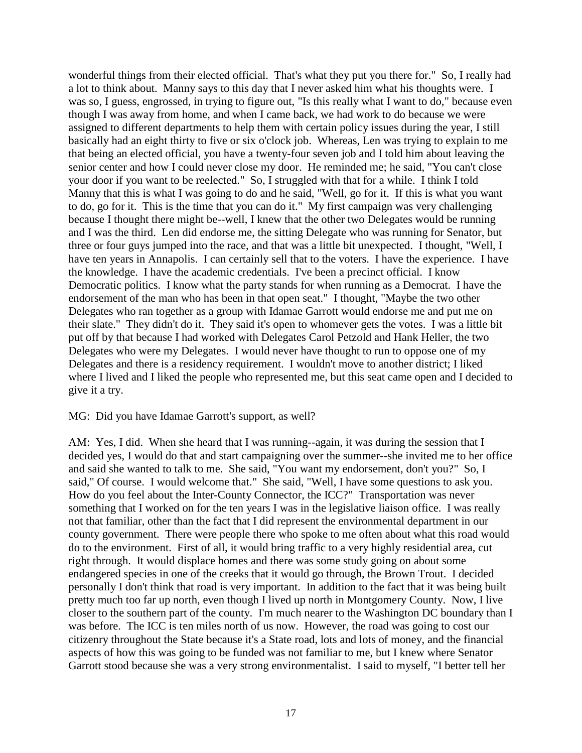wonderful things from their elected official. That's what they put you there for." So, I really had a lot to think about. Manny says to this day that I never asked him what his thoughts were. I was so, I guess, engrossed, in trying to figure out, "Is this really what I want to do," because even though I was away from home, and when I came back, we had work to do because we were assigned to different departments to help them with certain policy issues during the year, I still basically had an eight thirty to five or six o'clock job. Whereas, Len was trying to explain to me that being an elected official, you have a twenty-four seven job and I told him about leaving the senior center and how I could never close my door. He reminded me; he said, "You can't close your door if you want to be reelected." So, I struggled with that for a while. I think I told Manny that this is what I was going to do and he said, "Well, go for it. If this is what you want to do, go for it. This is the time that you can do it." My first campaign was very challenging because I thought there might be--well, I knew that the other two Delegates would be running and I was the third. Len did endorse me, the sitting Delegate who was running for Senator, but three or four guys jumped into the race, and that was a little bit unexpected. I thought, "Well, I have ten years in Annapolis. I can certainly sell that to the voters. I have the experience. I have the knowledge. I have the academic credentials. I've been a precinct official. I know Democratic politics. I know what the party stands for when running as a Democrat. I have the endorsement of the man who has been in that open seat." I thought, "Maybe the two other Delegates who ran together as a group with Idamae Garrott would endorse me and put me on their slate." They didn't do it. They said it's open to whomever gets the votes. I was a little bit put off by that because I had worked with Delegates Carol Petzold and Hank Heller, the two Delegates who were my Delegates. I would never have thought to run to oppose one of my Delegates and there is a residency requirement. I wouldn't move to another district; I liked where I lived and I liked the people who represented me, but this seat came open and I decided to give it a try.

MG: Did you have Idamae Garrott's support, as well?

AM: Yes, I did. When she heard that I was running--again, it was during the session that I decided yes, I would do that and start campaigning over the summer--she invited me to her office and said she wanted to talk to me. She said, "You want my endorsement, don't you?" So, I said," Of course. I would welcome that." She said, "Well, I have some questions to ask you. How do you feel about the Inter-County Connector, the ICC?" Transportation was never something that I worked on for the ten years I was in the legislative liaison office. I was really not that familiar, other than the fact that I did represent the environmental department in our county government. There were people there who spoke to me often about what this road would do to the environment. First of all, it would bring traffic to a very highly residential area, cut right through. It would displace homes and there was some study going on about some endangered species in one of the creeks that it would go through, the Brown Trout. I decided personally I don't think that road is very important. In addition to the fact that it was being built pretty much too far up north, even though I lived up north in Montgomery County. Now, I live closer to the southern part of the county. I'm much nearer to the Washington DC boundary than I was before. The ICC is ten miles north of us now. However, the road was going to cost our citizenry throughout the State because it's a State road, lots and lots of money, and the financial aspects of how this was going to be funded was not familiar to me, but I knew where Senator Garrott stood because she was a very strong environmentalist. I said to myself, "I better tell her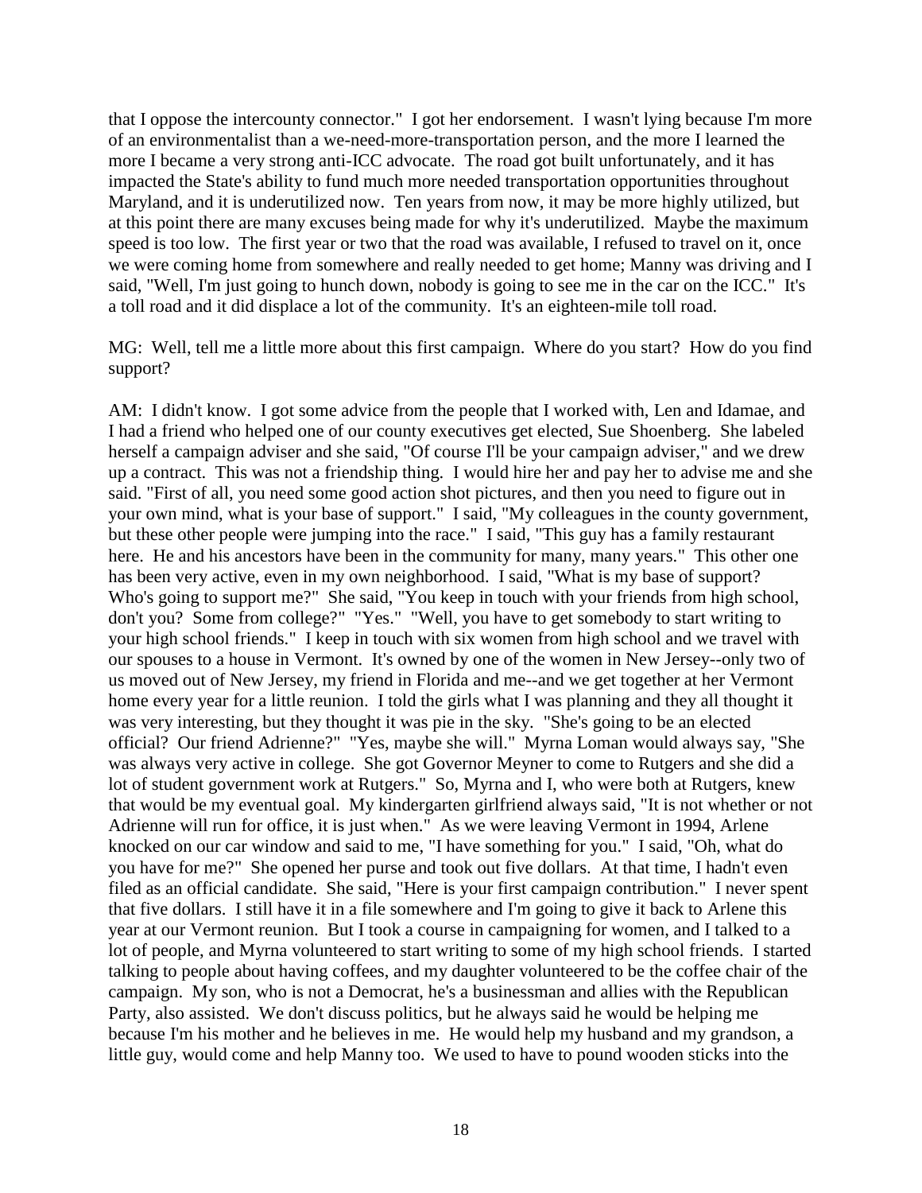that I oppose the intercounty connector." I got her endorsement. I wasn't lying because I'm more of an environmentalist than a we-need-more-transportation person, and the more I learned the more I became a very strong anti-ICC advocate. The road got built unfortunately, and it has impacted the State's ability to fund much more needed transportation opportunities throughout Maryland, and it is underutilized now. Ten years from now, it may be more highly utilized, but at this point there are many excuses being made for why it's underutilized. Maybe the maximum speed is too low. The first year or two that the road was available, I refused to travel on it, once we were coming home from somewhere and really needed to get home; Manny was driving and I said, "Well, I'm just going to hunch down, nobody is going to see me in the car on the ICC." It's a toll road and it did displace a lot of the community. It's an eighteen-mile toll road.

MG: Well, tell me a little more about this first campaign. Where do you start? How do you find support?

AM: I didn't know. I got some advice from the people that I worked with, Len and Idamae, and I had a friend who helped one of our county executives get elected, Sue Shoenberg. She labeled herself a campaign adviser and she said, "Of course I'll be your campaign adviser," and we drew up a contract. This was not a friendship thing. I would hire her and pay her to advise me and she said. "First of all, you need some good action shot pictures, and then you need to figure out in your own mind, what is your base of support." I said, "My colleagues in the county government, but these other people were jumping into the race." I said, "This guy has a family restaurant here. He and his ancestors have been in the community for many, many years." This other one has been very active, even in my own neighborhood. I said, "What is my base of support? Who's going to support me?" She said, "You keep in touch with your friends from high school, don't you? Some from college?" "Yes." "Well, you have to get somebody to start writing to your high school friends." I keep in touch with six women from high school and we travel with our spouses to a house in Vermont. It's owned by one of the women in New Jersey--only two of us moved out of New Jersey, my friend in Florida and me--and we get together at her Vermont home every year for a little reunion. I told the girls what I was planning and they all thought it was very interesting, but they thought it was pie in the sky. "She's going to be an elected official? Our friend Adrienne?" "Yes, maybe she will." Myrna Loman would always say, "She was always very active in college. She got Governor Meyner to come to Rutgers and she did a lot of student government work at Rutgers." So, Myrna and I, who were both at Rutgers, knew that would be my eventual goal. My kindergarten girlfriend always said, "It is not whether or not Adrienne will run for office, it is just when." As we were leaving Vermont in 1994, Arlene knocked on our car window and said to me, "I have something for you." I said, "Oh, what do you have for me?" She opened her purse and took out five dollars. At that time, I hadn't even filed as an official candidate. She said, "Here is your first campaign contribution." I never spent that five dollars. I still have it in a file somewhere and I'm going to give it back to Arlene this year at our Vermont reunion. But I took a course in campaigning for women, and I talked to a lot of people, and Myrna volunteered to start writing to some of my high school friends. I started talking to people about having coffees, and my daughter volunteered to be the coffee chair of the campaign. My son, who is not a Democrat, he's a businessman and allies with the Republican Party, also assisted. We don't discuss politics, but he always said he would be helping me because I'm his mother and he believes in me. He would help my husband and my grandson, a little guy, would come and help Manny too. We used to have to pound wooden sticks into the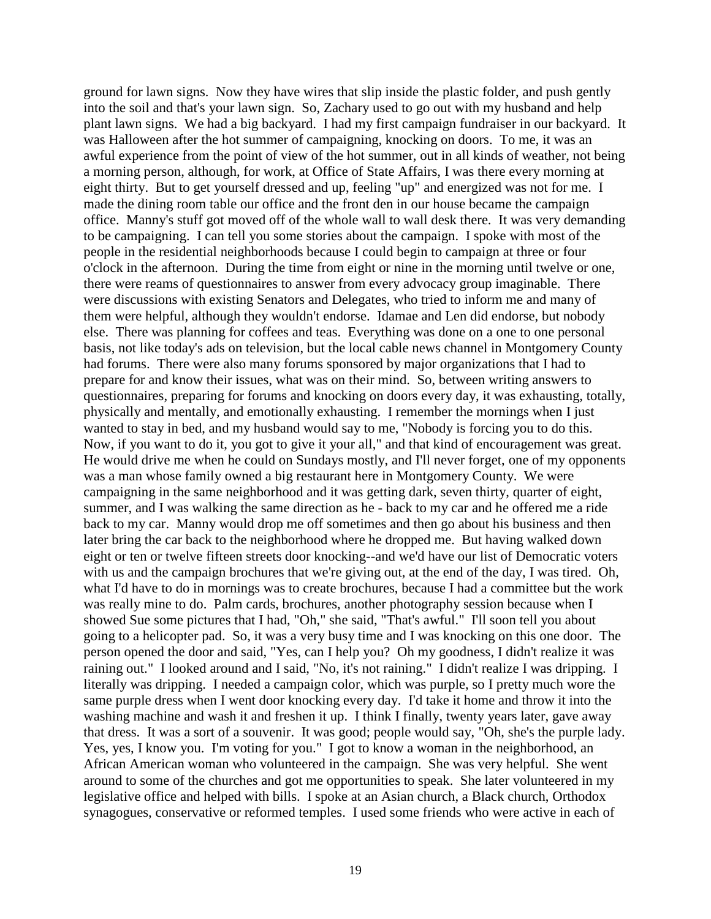ground for lawn signs. Now they have wires that slip inside the plastic folder, and push gently into the soil and that's your lawn sign. So, Zachary used to go out with my husband and help plant lawn signs. We had a big backyard. I had my first campaign fundraiser in our backyard. It was Halloween after the hot summer of campaigning, knocking on doors. To me, it was an awful experience from the point of view of the hot summer, out in all kinds of weather, not being a morning person, although, for work, at Office of State Affairs, I was there every morning at eight thirty. But to get yourself dressed and up, feeling "up" and energized was not for me. I made the dining room table our office and the front den in our house became the campaign office. Manny's stuff got moved off of the whole wall to wall desk there. It was very demanding to be campaigning. I can tell you some stories about the campaign. I spoke with most of the people in the residential neighborhoods because I could begin to campaign at three or four o'clock in the afternoon. During the time from eight or nine in the morning until twelve or one, there were reams of questionnaires to answer from every advocacy group imaginable. There were discussions with existing Senators and Delegates, who tried to inform me and many of them were helpful, although they wouldn't endorse. Idamae and Len did endorse, but nobody else. There was planning for coffees and teas. Everything was done on a one to one personal basis, not like today's ads on television, but the local cable news channel in Montgomery County had forums. There were also many forums sponsored by major organizations that I had to prepare for and know their issues, what was on their mind. So, between writing answers to questionnaires, preparing for forums and knocking on doors every day, it was exhausting, totally, physically and mentally, and emotionally exhausting. I remember the mornings when I just wanted to stay in bed, and my husband would say to me, "Nobody is forcing you to do this. Now, if you want to do it, you got to give it your all," and that kind of encouragement was great. He would drive me when he could on Sundays mostly, and I'll never forget, one of my opponents was a man whose family owned a big restaurant here in Montgomery County. We were campaigning in the same neighborhood and it was getting dark, seven thirty, quarter of eight, summer, and I was walking the same direction as he - back to my car and he offered me a ride back to my car. Manny would drop me off sometimes and then go about his business and then later bring the car back to the neighborhood where he dropped me. But having walked down eight or ten or twelve fifteen streets door knocking--and we'd have our list of Democratic voters with us and the campaign brochures that we're giving out, at the end of the day, I was tired. Oh, what I'd have to do in mornings was to create brochures, because I had a committee but the work was really mine to do. Palm cards, brochures, another photography session because when I showed Sue some pictures that I had, "Oh," she said, "That's awful." I'll soon tell you about going to a helicopter pad. So, it was a very busy time and I was knocking on this one door. The person opened the door and said, "Yes, can I help you? Oh my goodness, I didn't realize it was raining out." I looked around and I said, "No, it's not raining." I didn't realize I was dripping. I literally was dripping. I needed a campaign color, which was purple, so I pretty much wore the same purple dress when I went door knocking every day. I'd take it home and throw it into the washing machine and wash it and freshen it up. I think I finally, twenty years later, gave away that dress. It was a sort of a souvenir. It was good; people would say, "Oh, she's the purple lady. Yes, yes, I know you. I'm voting for you." I got to know a woman in the neighborhood, an African American woman who volunteered in the campaign. She was very helpful. She went around to some of the churches and got me opportunities to speak. She later volunteered in my legislative office and helped with bills. I spoke at an Asian church, a Black church, Orthodox synagogues, conservative or reformed temples. I used some friends who were active in each of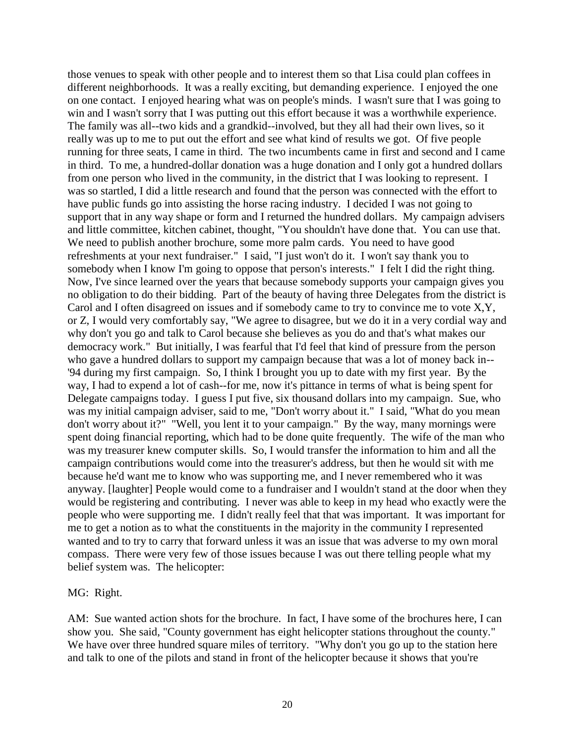those venues to speak with other people and to interest them so that Lisa could plan coffees in different neighborhoods. It was a really exciting, but demanding experience. I enjoyed the one on one contact. I enjoyed hearing what was on people's minds. I wasn't sure that I was going to win and I wasn't sorry that I was putting out this effort because it was a worthwhile experience. The family was all--two kids and a grandkid--involved, but they all had their own lives, so it really was up to me to put out the effort and see what kind of results we got. Of five people running for three seats, I came in third. The two incumbents came in first and second and I came in third. To me, a hundred-dollar donation was a huge donation and I only got a hundred dollars from one person who lived in the community, in the district that I was looking to represent. I was so startled, I did a little research and found that the person was connected with the effort to have public funds go into assisting the horse racing industry. I decided I was not going to support that in any way shape or form and I returned the hundred dollars. My campaign advisers and little committee, kitchen cabinet, thought, "You shouldn't have done that. You can use that. We need to publish another brochure, some more palm cards. You need to have good refreshments at your next fundraiser." I said, "I just won't do it. I won't say thank you to somebody when I know I'm going to oppose that person's interests." I felt I did the right thing. Now, I've since learned over the years that because somebody supports your campaign gives you no obligation to do their bidding. Part of the beauty of having three Delegates from the district is Carol and I often disagreed on issues and if somebody came to try to convince me to vote X,Y, or Z, I would very comfortably say, "We agree to disagree, but we do it in a very cordial way and why don't you go and talk to Carol because she believes as you do and that's what makes our democracy work." But initially, I was fearful that I'd feel that kind of pressure from the person who gave a hundred dollars to support my campaign because that was a lot of money back in--'94 during my first campaign. So, I think I brought you up to date with my first year. By the way, I had to expend a lot of cash--for me, now it's pittance in terms of what is being spent for Delegate campaigns today. I guess I put five, six thousand dollars into my campaign. Sue, who was my initial campaign adviser, said to me, "Don't worry about it." I said, "What do you mean don't worry about it?" "Well, you lent it to your campaign." By the way, many mornings were spent doing financial reporting, which had to be done quite frequently. The wife of the man who was my treasurer knew computer skills. So, I would transfer the information to him and all the campaign contributions would come into the treasurer's address, but then he would sit with me because he'd want me to know who was supporting me, and I never remembered who it was anyway. [laughter] People would come to a fundraiser and I wouldn't stand at the door when they would be registering and contributing. I never was able to keep in my head who exactly were the people who were supporting me. I didn't really feel that that was important. It was important for me to get a notion as to what the constituents in the majority in the community I represented wanted and to try to carry that forward unless it was an issue that was adverse to my own moral compass. There were very few of those issues because I was out there telling people what my belief system was. The helicopter:

MG: Right.

AM: Sue wanted action shots for the brochure. In fact, I have some of the brochures here, I can show you. She said, "County government has eight helicopter stations throughout the county." We have over three hundred square miles of territory. "Why don't you go up to the station here and talk to one of the pilots and stand in front of the helicopter because it shows that you're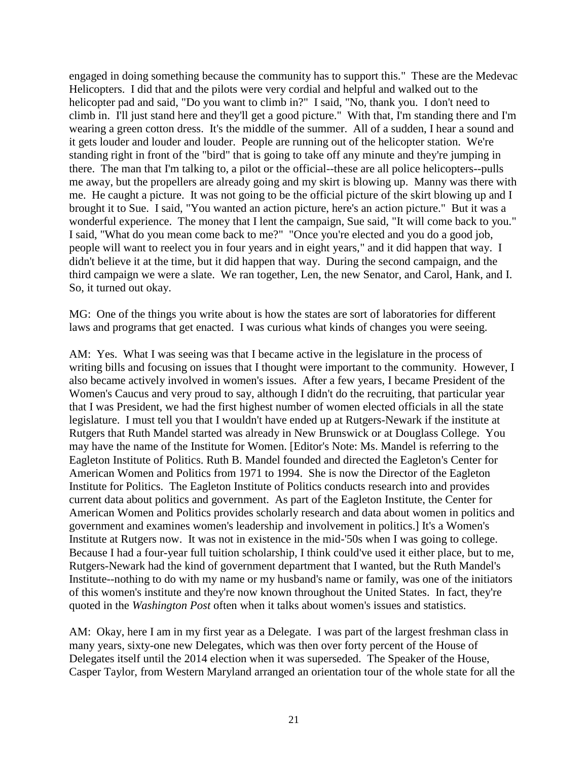engaged in doing something because the community has to support this." These are the Medevac Helicopters. I did that and the pilots were very cordial and helpful and walked out to the helicopter pad and said, "Do you want to climb in?" I said, "No, thank you. I don't need to climb in. I'll just stand here and they'll get a good picture." With that, I'm standing there and I'm wearing a green cotton dress. It's the middle of the summer. All of a sudden, I hear a sound and it gets louder and louder and louder. People are running out of the helicopter station. We're standing right in front of the "bird" that is going to take off any minute and they're jumping in there. The man that I'm talking to, a pilot or the official--these are all police helicopters--pulls me away, but the propellers are already going and my skirt is blowing up. Manny was there with me. He caught a picture. It was not going to be the official picture of the skirt blowing up and I brought it to Sue. I said, "You wanted an action picture, here's an action picture." But it was a wonderful experience. The money that I lent the campaign, Sue said, "It will come back to you." I said, "What do you mean come back to me?" "Once you're elected and you do a good job, people will want to reelect you in four years and in eight years," and it did happen that way. I didn't believe it at the time, but it did happen that way. During the second campaign, and the third campaign we were a slate. We ran together, Len, the new Senator, and Carol, Hank, and I. So, it turned out okay.

MG: One of the things you write about is how the states are sort of laboratories for different laws and programs that get enacted. I was curious what kinds of changes you were seeing.

AM: Yes. What I was seeing was that I became active in the legislature in the process of writing bills and focusing on issues that I thought were important to the community. However, I also became actively involved in women's issues. After a few years, I became President of the Women's Caucus and very proud to say, although I didn't do the recruiting, that particular year that I was President, we had the first highest number of women elected officials in all the state legislature. I must tell you that I wouldn't have ended up at Rutgers-Newark if the institute at Rutgers that Ruth Mandel started was already in New Brunswick or at Douglass College. You may have the name of the Institute for Women. [Editor's Note: Ms. Mandel is referring to the Eagleton Institute of Politics. Ruth B. Mandel founded and directed the Eagleton's Center for American Women and Politics from 1971 to 1994. She is now the Director of the Eagleton Institute for Politics. The Eagleton Institute of Politics conducts research into and provides current data about politics and government. As part of the Eagleton Institute, the Center for American Women and Politics provides scholarly research and data about women in politics and government and examines women's leadership and involvement in politics.] It's a Women's Institute at Rutgers now. It was not in existence in the mid-'50s when I was going to college. Because I had a four-year full tuition scholarship, I think could've used it either place, but to me, Rutgers-Newark had the kind of government department that I wanted, but the Ruth Mandel's Institute--nothing to do with my name or my husband's name or family, was one of the initiators of this women's institute and they're now known throughout the United States. In fact, they're quoted in the *Washington Post* often when it talks about women's issues and statistics.

AM: Okay, here I am in my first year as a Delegate. I was part of the largest freshman class in many years, sixty-one new Delegates, which was then over forty percent of the House of Delegates itself until the 2014 election when it was superseded. The Speaker of the House, Casper Taylor, from Western Maryland arranged an orientation tour of the whole state for all the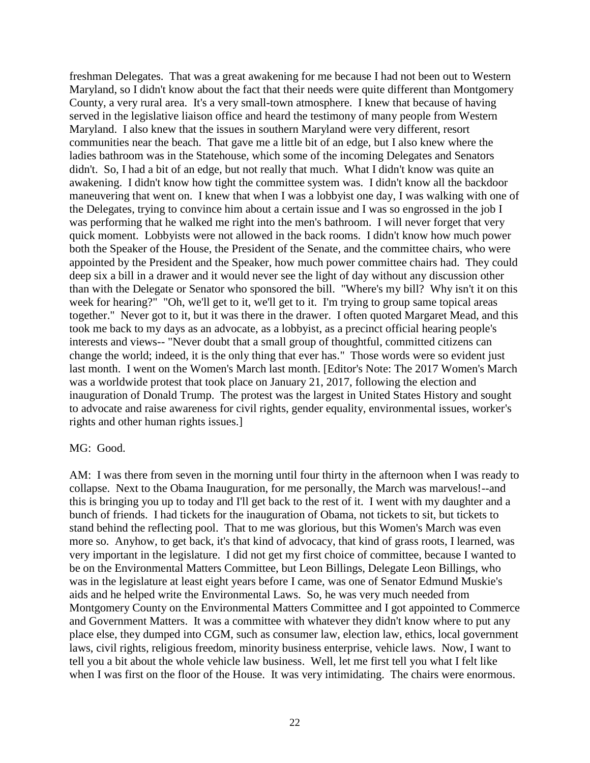freshman Delegates. That was a great awakening for me because I had not been out to Western Maryland, so I didn't know about the fact that their needs were quite different than Montgomery County, a very rural area. It's a very small-town atmosphere. I knew that because of having served in the legislative liaison office and heard the testimony of many people from Western Maryland. I also knew that the issues in southern Maryland were very different, resort communities near the beach. That gave me a little bit of an edge, but I also knew where the ladies bathroom was in the Statehouse, which some of the incoming Delegates and Senators didn't. So, I had a bit of an edge, but not really that much. What I didn't know was quite an awakening. I didn't know how tight the committee system was. I didn't know all the backdoor maneuvering that went on. I knew that when I was a lobbyist one day, I was walking with one of the Delegates, trying to convince him about a certain issue and I was so engrossed in the job I was performing that he walked me right into the men's bathroom. I will never forget that very quick moment. Lobbyists were not allowed in the back rooms. I didn't know how much power both the Speaker of the House, the President of the Senate, and the committee chairs, who were appointed by the President and the Speaker, how much power committee chairs had. They could deep six a bill in a drawer and it would never see the light of day without any discussion other than with the Delegate or Senator who sponsored the bill. "Where's my bill? Why isn't it on this week for hearing?" "Oh, we'll get to it, we'll get to it. I'm trying to group same topical areas together." Never got to it, but it was there in the drawer. I often quoted Margaret Mead, and this took me back to my days as an advocate, as a lobbyist, as a precinct official hearing people's interests and views-- "Never doubt that a small group of thoughtful, committed citizens can change the world; indeed, it is the only thing that ever has." Those words were so evident just last month. I went on the Women's March last month. [Editor's Note: The 2017 Women's March was a worldwide protest that took place on January 21, 2017, following the election and inauguration of Donald Trump. The protest was the largest in United States History and sought to advocate and raise awareness for civil rights, gender equality, environmental issues, worker's rights and other human rights issues.]

MG: Good.

AM: I was there from seven in the morning until four thirty in the afternoon when I was ready to collapse. Next to the Obama Inauguration, for me personally, the March was marvelous!--and this is bringing you up to today and I'll get back to the rest of it. I went with my daughter and a bunch of friends. I had tickets for the inauguration of Obama, not tickets to sit, but tickets to stand behind the reflecting pool. That to me was glorious, but this Women's March was even more so. Anyhow, to get back, it's that kind of advocacy, that kind of grass roots, I learned, was very important in the legislature. I did not get my first choice of committee, because I wanted to be on the Environmental Matters Committee, but Leon Billings, Delegate Leon Billings, who was in the legislature at least eight years before I came, was one of Senator Edmund Muskie's aids and he helped write the Environmental Laws. So, he was very much needed from Montgomery County on the Environmental Matters Committee and I got appointed to Commerce and Government Matters. It was a committee with whatever they didn't know where to put any place else, they dumped into CGM, such as consumer law, election law, ethics, local government laws, civil rights, religious freedom, minority business enterprise, vehicle laws. Now, I want to tell you a bit about the whole vehicle law business. Well, let me first tell you what I felt like when I was first on the floor of the House. It was very intimidating. The chairs were enormous.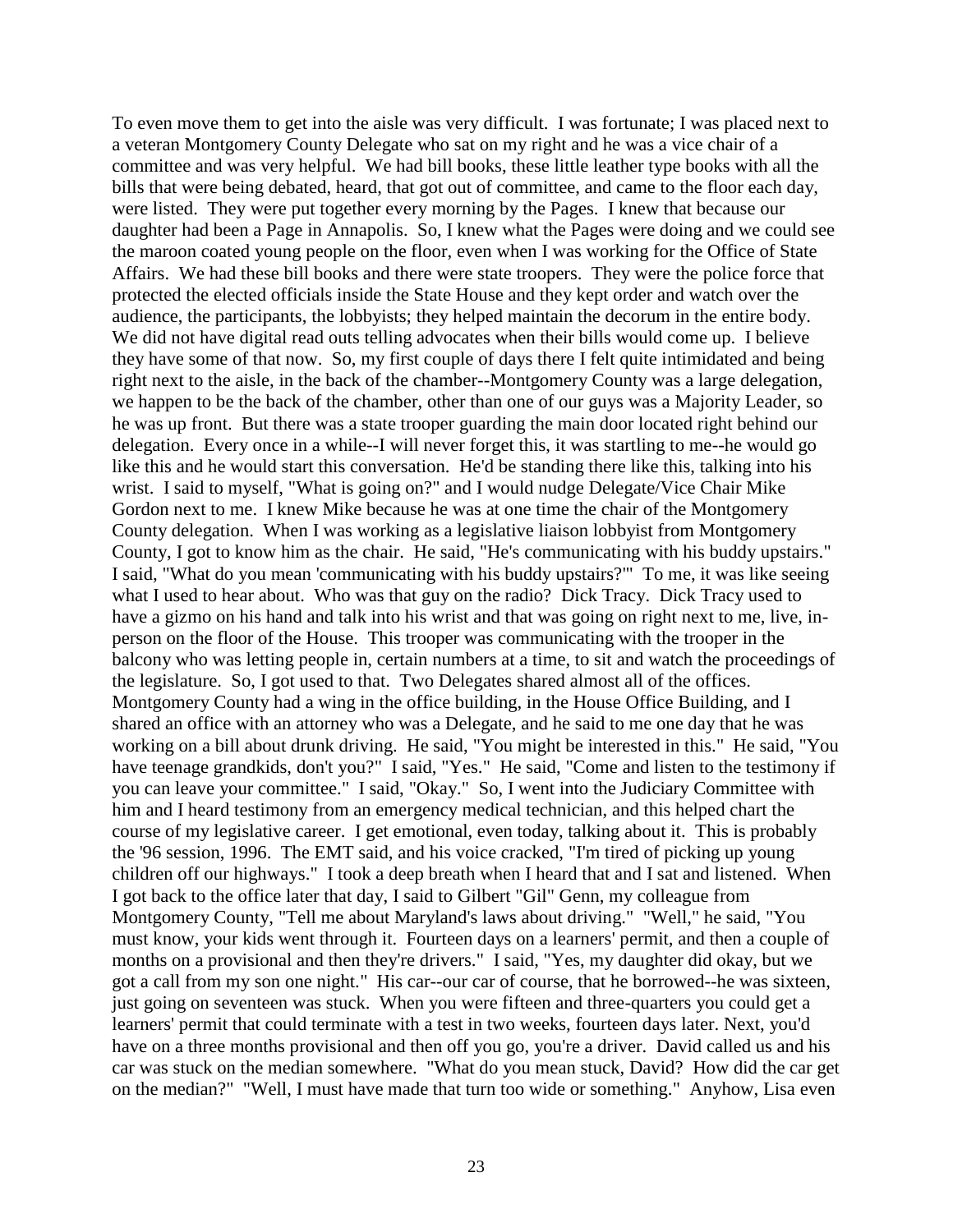To even move them to get into the aisle was very difficult. I was fortunate; I was placed next to a veteran Montgomery County Delegate who sat on my right and he was a vice chair of a committee and was very helpful. We had bill books, these little leather type books with all the bills that were being debated, heard, that got out of committee, and came to the floor each day, were listed. They were put together every morning by the Pages. I knew that because our daughter had been a Page in Annapolis. So, I knew what the Pages were doing and we could see the maroon coated young people on the floor, even when I was working for the Office of State Affairs. We had these bill books and there were state troopers. They were the police force that protected the elected officials inside the State House and they kept order and watch over the audience, the participants, the lobbyists; they helped maintain the decorum in the entire body. We did not have digital read outs telling advocates when their bills would come up. I believe they have some of that now. So, my first couple of days there I felt quite intimidated and being right next to the aisle, in the back of the chamber--Montgomery County was a large delegation, we happen to be the back of the chamber, other than one of our guys was a Majority Leader, so he was up front. But there was a state trooper guarding the main door located right behind our delegation. Every once in a while--I will never forget this, it was startling to me--he would go like this and he would start this conversation. He'd be standing there like this, talking into his wrist. I said to myself, "What is going on?" and I would nudge Delegate/Vice Chair Mike Gordon next to me. I knew Mike because he was at one time the chair of the Montgomery County delegation. When I was working as a legislative liaison lobbyist from Montgomery County, I got to know him as the chair. He said, "He's communicating with his buddy upstairs." I said, "What do you mean 'communicating with his buddy upstairs?'" To me, it was like seeing what I used to hear about. Who was that guy on the radio? Dick Tracy. Dick Tracy used to have a gizmo on his hand and talk into his wrist and that was going on right next to me, live, in-person on the floor of the House. This trooper was communicating with the trooper in the balcony who was letting people in, certain numbers at a time, to sit and watch the proceedings of the legislature. So, I got used to that. Two Delegates shared almost all of the offices. Montgomery County had a wing in the office building, in the House Office Building, and I shared an office with an attorney who was a Delegate, and he said to me one day that he was working on a bill about drunk driving. He said, "You might be interested in this." He said, "You have teenage grandkids, don't you?" I said, "Yes." He said, "Come and listen to the testimony if you can leave your committee." I said, "Okay." So, I went into the Judiciary Committee with him and I heard testimony from an emergency medical technician, and this helped chart the course of my legislative career. I get emotional, even today, talking about it. This is probably the '96 session, 1996. The EMT said, and his voice cracked, "I'm tired of picking up young children off our highways." I took a deep breath when I heard that and I sat and listened. When I got back to the office later that day, I said to Gilbert "Gil" Genn, my colleague from Montgomery County, "Tell me about Maryland's laws about driving." "Well," he said, "You must know, your kids went through it. Fourteen days on a learners' permit, and then a couple of months on a provisional and then they're drivers." I said, "Yes, my daughter did okay, but we got a call from my son one night." His car--our car of course, that he borrowed--he was sixteen, just going on seventeen was stuck. When you were fifteen and three-quarters you could get a learners' permit that could terminate with a test in two weeks, fourteen days later. Next, you'd have on a three months provisional and then off you go, you're a driver. David called us and his car was stuck on the median somewhere. "What do you mean stuck, David? How did the car get on the median?" "Well, I must have made that turn too wide or something." Anyhow, Lisa even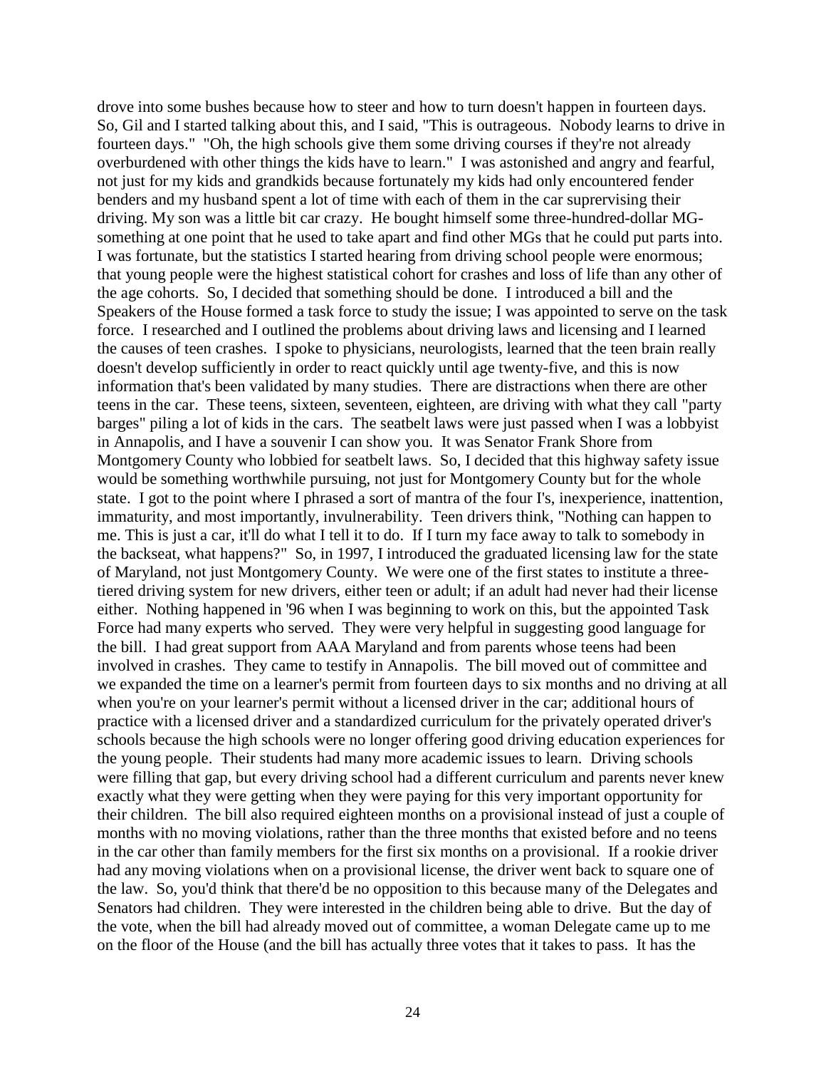drove into some bushes because how to steer and how to turn doesn't happen in fourteen days. So, Gil and I started talking about this, and I said, "This is outrageous. Nobody learns to drive in fourteen days." "Oh, the high schools give them some driving courses if they're not already overburdened with other things the kids have to learn." I was astonished and angry and fearful, not just for my kids and grandkids because fortunately my kids had only encountered fender benders and my husband spent a lot of time with each of them in the car suprervising their driving. My son was a little bit car crazy. He bought himself some three-hundred-dollar MG-something at one point that he used to take apart and find other MGs that he could put parts into. I was fortunate, but the statistics I started hearing from driving school people were enormous; that young people were the highest statistical cohort for crashes and loss of life than any other of the age cohorts. So, I decided that something should be done. I introduced a bill and the Speakers of the House formed a task force to study the issue; I was appointed to serve on the task force. I researched and I outlined the problems about driving laws and licensing and I learned the causes of teen crashes. I spoke to physicians, neurologists, learned that the teen brain really doesn't develop sufficiently in order to react quickly until age twenty-five, and this is now information that's been validated by many studies. There are distractions when there are other teens in the car. These teens, sixteen, seventeen, eighteen, are driving with what they call "party barges" piling a lot of kids in the cars. The seatbelt laws were just passed when I was a lobbyist in Annapolis, and I have a souvenir I can show you. It was Senator Frank Shore from Montgomery County who lobbied for seatbelt laws. So, I decided that this highway safety issue would be something worthwhile pursuing, not just for Montgomery County but for the whole state. I got to the point where I phrased a sort of mantra of the four I's, inexperience, inattention, immaturity, and most importantly, invulnerability. Teen drivers think, "Nothing can happen to me. This is just a car, it'll do what I tell it to do. If I turn my face away to talk to somebody in the backseat, what happens?" So, in 1997, I introduced the graduated licensing law for the state of Maryland, not just Montgomery County. We were one of the first states to institute a three-tiered driving system for new drivers, either teen or adult; if an adult had never had their license either. Nothing happened in '96 when I was beginning to work on this, but the appointed Task Force had many experts who served. They were very helpful in suggesting good language for the bill. I had great support from AAA Maryland and from parents whose teens had been involved in crashes. They came to testify in Annapolis. The bill moved out of committee and we expanded the time on a learner's permit from fourteen days to six months and no driving at all when you're on your learner's permit without a licensed driver in the car; additional hours of practice with a licensed driver and a standardized curriculum for the privately operated driver's schools because the high schools were no longer offering good driving education experiences for the young people. Their students had many more academic issues to learn. Driving schools were filling that gap, but every driving school had a different curriculum and parents never knew exactly what they were getting when they were paying for this very important opportunity for their children. The bill also required eighteen months on a provisional instead of just a couple of months with no moving violations, rather than the three months that existed before and no teens in the car other than family members for the first six months on a provisional. If a rookie driver had any moving violations when on a provisional license, the driver went back to square one of the law. So, you'd think that there'd be no opposition to this because many of the Delegates and Senators had children. They were interested in the children being able to drive. But the day of the vote, when the bill had already moved out of committee, a woman Delegate came up to me on the floor of the House (and the bill has actually three votes that it takes to pass. It has the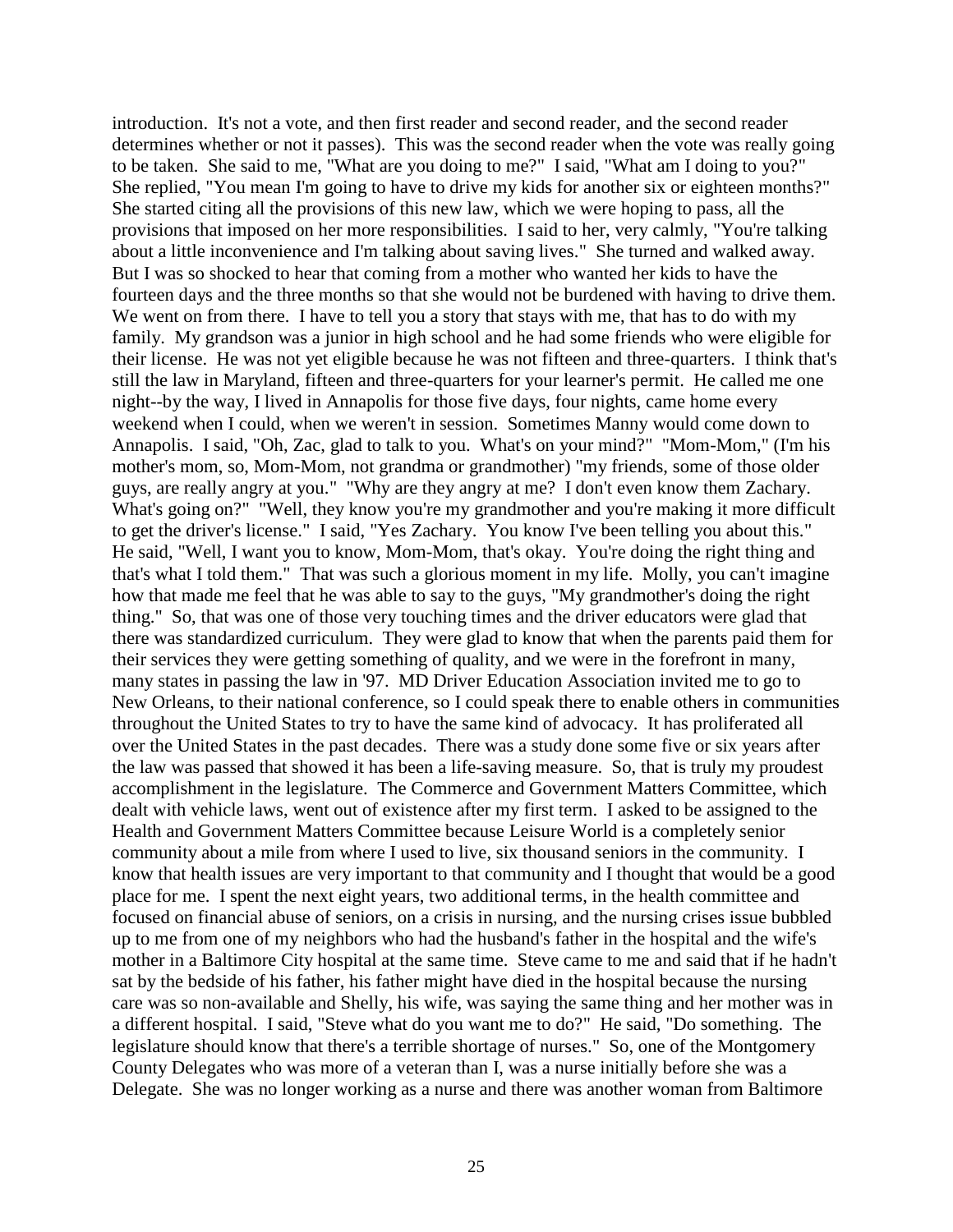introduction. It's not a vote, and then first reader and second reader, and the second reader determines whether or not it passes). This was the second reader when the vote was really going to be taken. She said to me, "What are you doing to me?" I said, "What am I doing to you?" She replied, "You mean I'm going to have to drive my kids for another six or eighteen months?" She started citing all the provisions of this new law, which we were hoping to pass, all the provisions that imposed on her more responsibilities. I said to her, very calmly, "You're talking about a little inconvenience and I'm talking about saving lives." She turned and walked away. But I was so shocked to hear that coming from a mother who wanted her kids to have the fourteen days and the three months so that she would not be burdened with having to drive them. We went on from there. I have to tell you a story that stays with me, that has to do with my family. My grandson was a junior in high school and he had some friends who were eligible for their license. He was not yet eligible because he was not fifteen and three-quarters. I think that's still the law in Maryland, fifteen and three-quarters for your learner's permit. He called me one night--by the way, I lived in Annapolis for those five days, four nights, came home every weekend when I could, when we weren't in session. Sometimes Manny would come down to Annapolis. I said, "Oh, Zac, glad to talk to you. What's on your mind?" "Mom-Mom," (I'm his mother's mom, so, Mom-Mom, not grandma or grandmother) "my friends, some of those older guys, are really angry at you." "Why are they angry at me? I don't even know them Zachary. What's going on?" "Well, they know you're my grandmother and you're making it more difficult to get the driver's license." I said, "Yes Zachary. You know I've been telling you about this." He said, "Well, I want you to know, Mom-Mom, that's okay. You're doing the right thing and that's what I told them." That was such a glorious moment in my life. Molly, you can't imagine how that made me feel that he was able to say to the guys, "My grandmother's doing the right thing." So, that was one of those very touching times and the driver educators were glad that there was standardized curriculum. They were glad to know that when the parents paid them for their services they were getting something of quality, and we were in the forefront in many, many states in passing the law in '97. MD Driver Education Association invited me to go to New Orleans, to their national conference, so I could speak there to enable others in communities throughout the United States to try to have the same kind of advocacy. It has proliferated all over the United States in the past decades. There was a study done some five or six years after the law was passed that showed it has been a life-saving measure. So, that is truly my proudest accomplishment in the legislature. The Commerce and Government Matters Committee, which dealt with vehicle laws, went out of existence after my first term. I asked to be assigned to the Health and Government Matters Committee because Leisure World is a completely senior community about a mile from where I used to live, six thousand seniors in the community. I know that health issues are very important to that community and I thought that would be a good place for me. I spent the next eight years, two additional terms, in the health committee and focused on financial abuse of seniors, on a crisis in nursing, and the nursing crises issue bubbled up to me from one of my neighbors who had the husband's father in the hospital and the wife's mother in a Baltimore City hospital at the same time. Steve came to me and said that if he hadn't sat by the bedside of his father, his father might have died in the hospital because the nursing care was so non-available and Shelly, his wife, was saying the same thing and her mother was in a different hospital. I said, "Steve what do you want me to do?" He said, "Do something. The legislature should know that there's a terrible shortage of nurses." So, one of the Montgomery County Delegates who was more of a veteran than I, was a nurse initially before she was a Delegate. She was no longer working as a nurse and there was another woman from Baltimore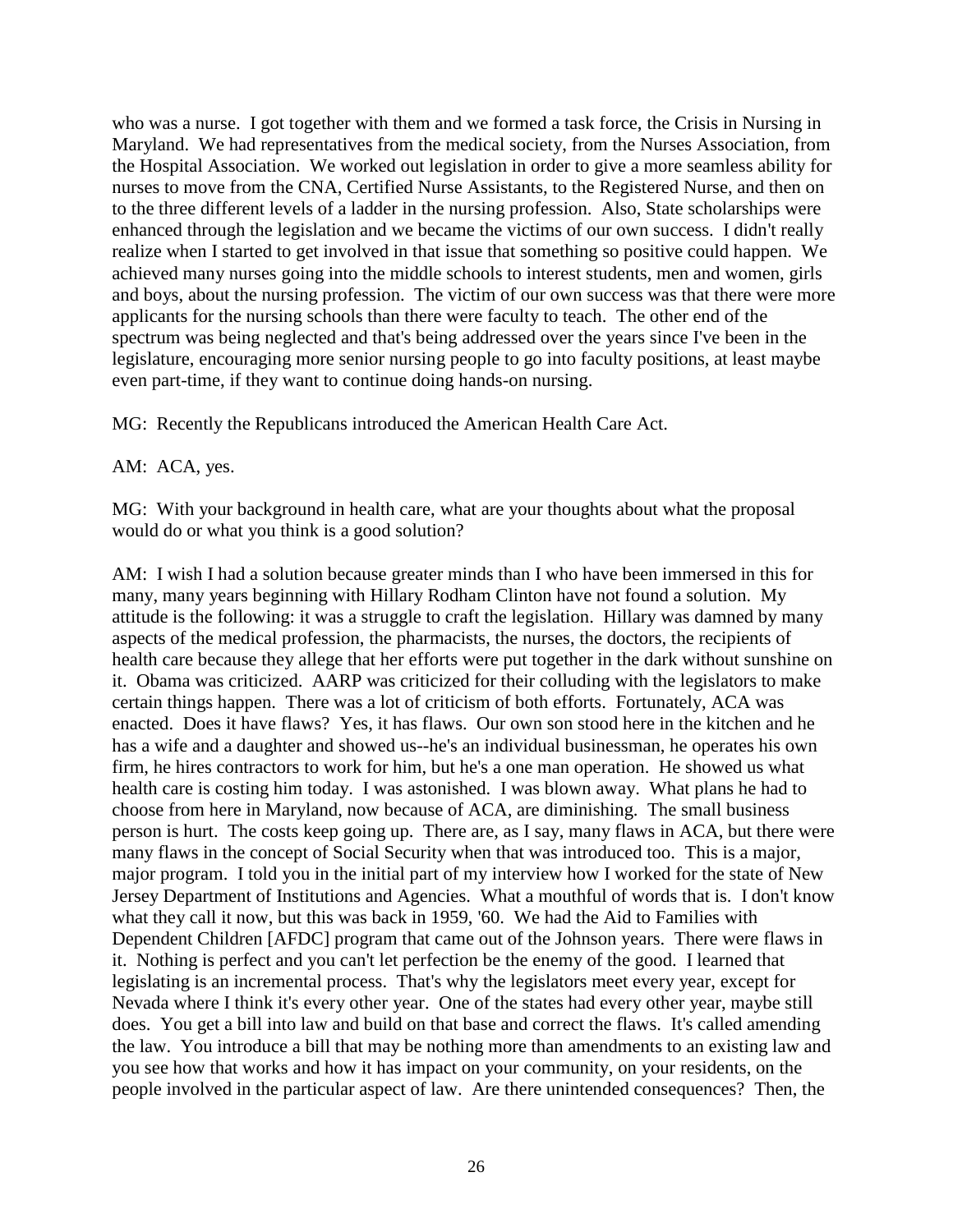who was a nurse. I got together with them and we formed a task force, the Crisis in Nursing in Maryland. We had representatives from the medical society, from the Nurses Association, from the Hospital Association. We worked out legislation in order to give a more seamless ability for nurses to move from the CNA, Certified Nurse Assistants, to the Registered Nurse, and then on to the three different levels of a ladder in the nursing profession. Also, State scholarships were enhanced through the legislation and we became the victims of our own success. I didn't really realize when I started to get involved in that issue that something so positive could happen. We achieved many nurses going into the middle schools to interest students, men and women, girls and boys, about the nursing profession. The victim of our own success was that there were more applicants for the nursing schools than there were faculty to teach. The other end of the spectrum was being neglected and that's being addressed over the years since I've been in the legislature, encouraging more senior nursing people to go into faculty positions, at least maybe even part-time, if they want to continue doing hands-on nursing.

MG: Recently the Republicans introduced the American Health Care Act.

AM: ACA, yes.

MG: With your background in health care, what are your thoughts about what the proposal would do or what you think is a good solution?

AM: I wish I had a solution because greater minds than I who have been immersed in this for many, many years beginning with Hillary Rodham Clinton have not found a solution. My attitude is the following: it was a struggle to craft the legislation. Hillary was damned by many aspects of the medical profession, the pharmacists, the nurses, the doctors, the recipients of health care because they allege that her efforts were put together in the dark without sunshine on it. Obama was criticized. AARP was criticized for their colluding with the legislators to make certain things happen. There was a lot of criticism of both efforts. Fortunately, ACA was enacted. Does it have flaws? Yes, it has flaws. Our own son stood here in the kitchen and he has a wife and a daughter and showed us--he's an individual businessman, he operates his own firm, he hires contractors to work for him, but he's a one man operation. He showed us what health care is costing him today. I was astonished. I was blown away. What plans he had to choose from here in Maryland, now because of ACA, are diminishing. The small business person is hurt. The costs keep going up. There are, as I say, many flaws in ACA, but there were many flaws in the concept of Social Security when that was introduced too. This is a major, major program. I told you in the initial part of my interview how I worked for the state of New Jersey Department of Institutions and Agencies. What a mouthful of words that is. I don't know what they call it now, but this was back in 1959, '60. We had the Aid to Families with Dependent Children [AFDC] program that came out of the Johnson years. There were flaws in it. Nothing is perfect and you can't let perfection be the enemy of the good. I learned that legislating is an incremental process. That's why the legislators meet every year, except for Nevada where I think it's every other year. One of the states had every other year, maybe still does. You get a bill into law and build on that base and correct the flaws. It's called amending the law. You introduce a bill that may be nothing more than amendments to an existing law and you see how that works and how it has impact on your community, on your residents, on the people involved in the particular aspect of law. Are there unintended consequences? Then, the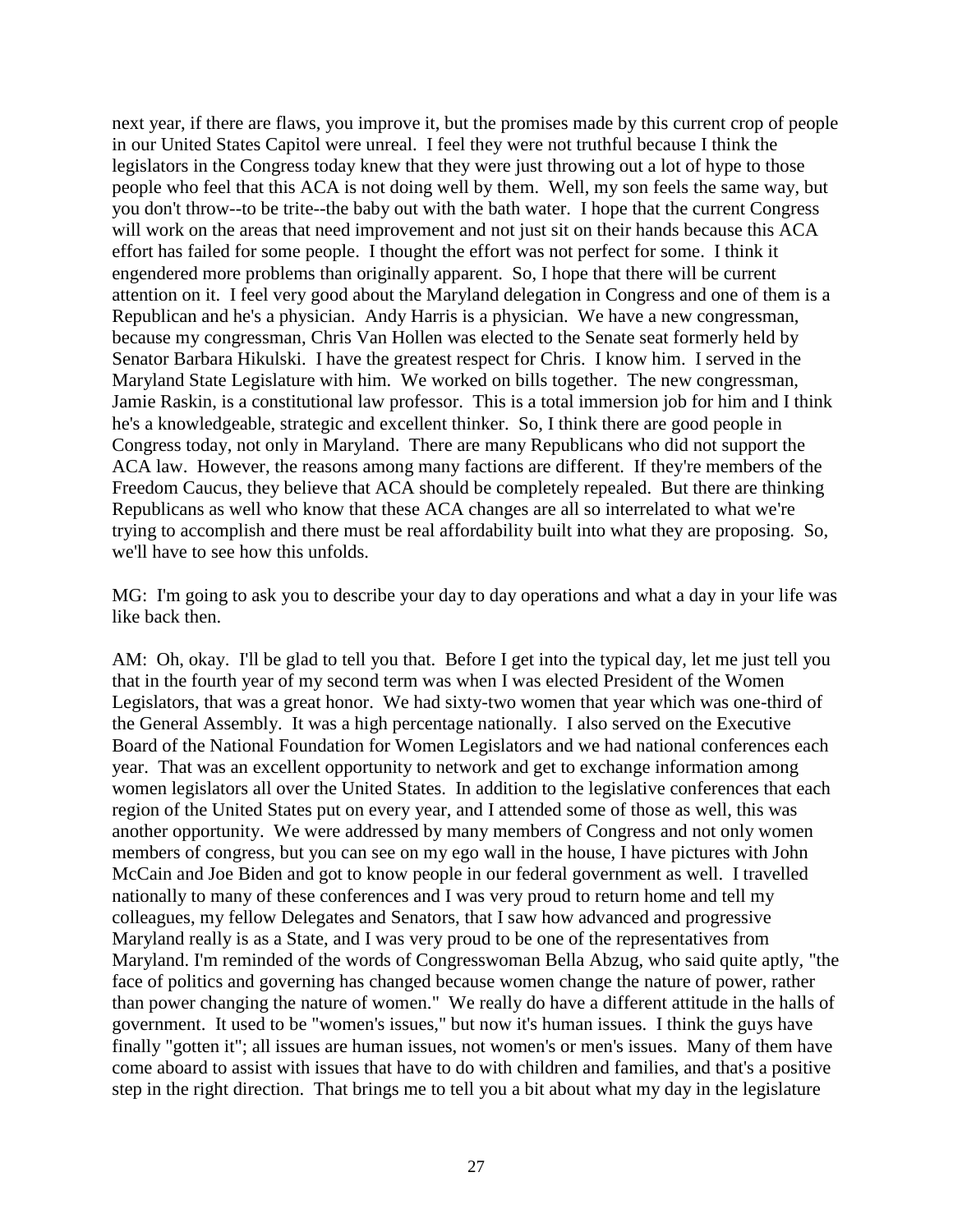next year, if there are flaws, you improve it, but the promises made by this current crop of people in our United States Capitol today were unreal. I feel they were not truthful because I think the legislators in the Congress today knew that they were just throwing out a lot of hype to those people who feel that this ACA is not doing well by them. Well, my son feels the same way, but you don't throw--to be trite--the baby out with the bath water. I hope that the current Congress will work on the areas that need improvement and not just sit on their hands because this ACA effort has failed for some people. I thought the effort was not perfect for some. I think it engendered more problems than originally apparent. So, I hope that there will be current attention on it. I feel very good about the Maryland delegation in Congress and one of them is a Republican and he's a physician. Andy Harris is a physician. We have a new congressman, because my congressman, Chris Van Hollen was elected to the Senate seat formerly held by Senator Barbara Hikulski. I have the greatest respect for Chris. I know him. I served in the Maryland State Legislature with him. We worked on bills together. The new congressman, Jamie Raskin, is a constitutional law professor. This is a total immersion job for him and I think he's a knowledgeable, strategic and excellent thinker. So, I think there are good people in Congress today, not only in Maryland. There are many Republicans who did not support the ACA law. However, the reasons among many factions are different. If they're members of the Freedom Caucus, they believe that ACA should be completely repealed. But there are thinking Republicans as well who know that these ACA changes are all so interrelated to what we're trying to accomplish and there must be real affordability built into what they are proposing. So, we'll have to see how this unfolds.

MG: I'm going to ask you to describe your day to day operations and what a day in your life was like back then.

AM: Oh, okay. I'll be glad to tell you that. Before I get into the typical day, let me just tell you that in the fourth year of my second term was when I was elected President of the Women Legislators, that was a great honor. We had sixty-two women that year which was one-third of the General Assembly. It was a high percentage nationally. I also served on the Executive Board of the National Foundation for Women Legislators and we had national conferences each year. That was an excellent opportunity to network and get to exchange information among women legislators all over the United States. In addition to the legislative conferences that each region of the United States put on every year, and I attended some of those as well, this was another opportunity. We were addressed by many members of Congress and not only women members of congress, but you can see on my ego wall in the house, I have pictures with John McCain and Joe Biden and got to know people in our federal government as well. I travelled nationally to many of these conferences and I was very proud to return home and tell my colleagues, my fellow Delegates and Senators, that I saw how advanced and progressive Maryland really is as a State, and I was very proud to be one of the representatives from Maryland. I'm reminded of the words of Congresswoman Bella Abzug, who said quite aptly, "the face of politics and governing has changed because women change the nature of power, rather than power changing the nature of women." We really do have a different attitude in the halls of government. It used to be "women's issues," but now it's human issues. I think the guys have finally "gotten it"; all issues are human issues, not women's or men's issues. Many of them have come aboard to assist with issues that have to do with children and families, and that's a positive step in the right direction. That brings me to tell you a bit about what my day in the legislature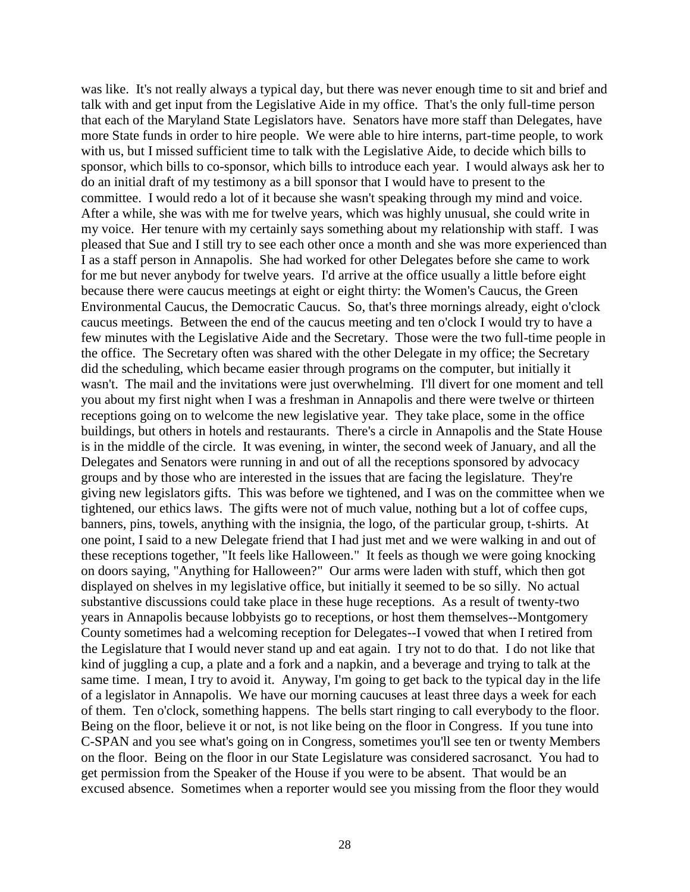was like. It's not really always a typical day, but there was never enough time to sit and brief and talk with and get input from the Legislative Aide in my office. That's the only full-time person that each of the Maryland State Legislators have. Senators have more staff than Delegates, have more State funds in order to hire people. We were able to hire interns, part-time people, to work with us, but I missed sufficient time to talk with the Legislative Aide, to decide which bills to sponsor, which bills to co-sponsor, which bills to introduce each year. I would always ask her to do an initial draft of my testimony as a bill sponsor that I would have to present to the committee. I would redo a lot of it because she wasn't speaking through my mind and voice. After a while, she was with me for twelve years, which was highly unusual, she could write in my voice. Her tenure with my certainly says something about my relationship with staff. I was pleased that Sue and I still try to see each other once a month and she was more experienced than I as a staff person in Annapolis. She had worked for other Delegates before she came to work for me but never anybody for twelve years. I'd arrive at the office usually a little before eight because there were caucus meetings at eight or eight thirty: the Women's Caucus, the Green Environmental Caucus, the Democratic Caucus. So, that's three mornings already, eight o'clock caucus meetings. Between the end of the caucus meeting and ten o'clock I would try to have a few minutes with the Legislative Aide and the Secretary. Those were the two full-time people in the office. The Secretary often was shared with the other Delegate in my office; the Secretary did the scheduling, which became easier through programs on the computer, but initially it wasn't. The mail and the invitations were just overwhelming. I'll divert for one moment and tell you about my first night when I was a freshman in Annapolis and there were twelve or thirteen receptions going on to welcome the new legislative year. They take place, some in the office buildings, but others in hotels and restaurants. There's a circle in Annapolis and the State House is in the middle of the circle. It was evening, in winter, the second week of January, and all the Delegates and Senators were running in and out of all the receptions sponsored by advocacy groups and by those who are interested in the issues that are facing the legislature. They're giving new legislators gifts. This was before we tightened, and I was on the committee when we tightened, our ethics laws. The gifts were not of much value, nothing but a lot of coffee cups, banners, pins, towels, anything with the insignia, the logo, of the particular group, t-shirts. At one point, I said to a new Delegate friend that I had just met and we were walking in and out of these receptions together, "It feels like Halloween." It feels as though we were going knocking on doors saying, "Anything for Halloween?" Our arms were laden with stuff, which then got displayed on shelves in my legislative office, but initially it seemed to be so silly. No actual substantive discussions could take place in these huge receptions. As a result of twenty-two years in Annapolis because lobbyists go to receptions, or host them themselves--Montgomery County sometimes had a welcoming reception for Delegates--I vowed that when I retired from the Legislature that I would never stand up and eat again. I try not to do that. I do not like that kind of juggling a cup, a plate and a fork and a napkin, and a beverage and trying to talk at the same time. I mean, I try to avoid it. Anyway, I'm going to get back to the typical day in the life of a legislator in Annapolis. We have our morning caucuses at least three days a week for each of them. Ten o'clock, something happens. The bells start ringing to call everybody to the floor. Being on the floor, believe it or not, is not like being on the floor in Congress. If you tune into C-SPAN and you see what's going on in Congress, sometimes you'll see ten or twenty Members on the floor. Being on the floor in our State Legislature was considered sacrosanct. You had to get permission from the Speaker of the House if you were to be absent. That would be an excused absence. Sometimes when a reporter would see you missing from the floor they would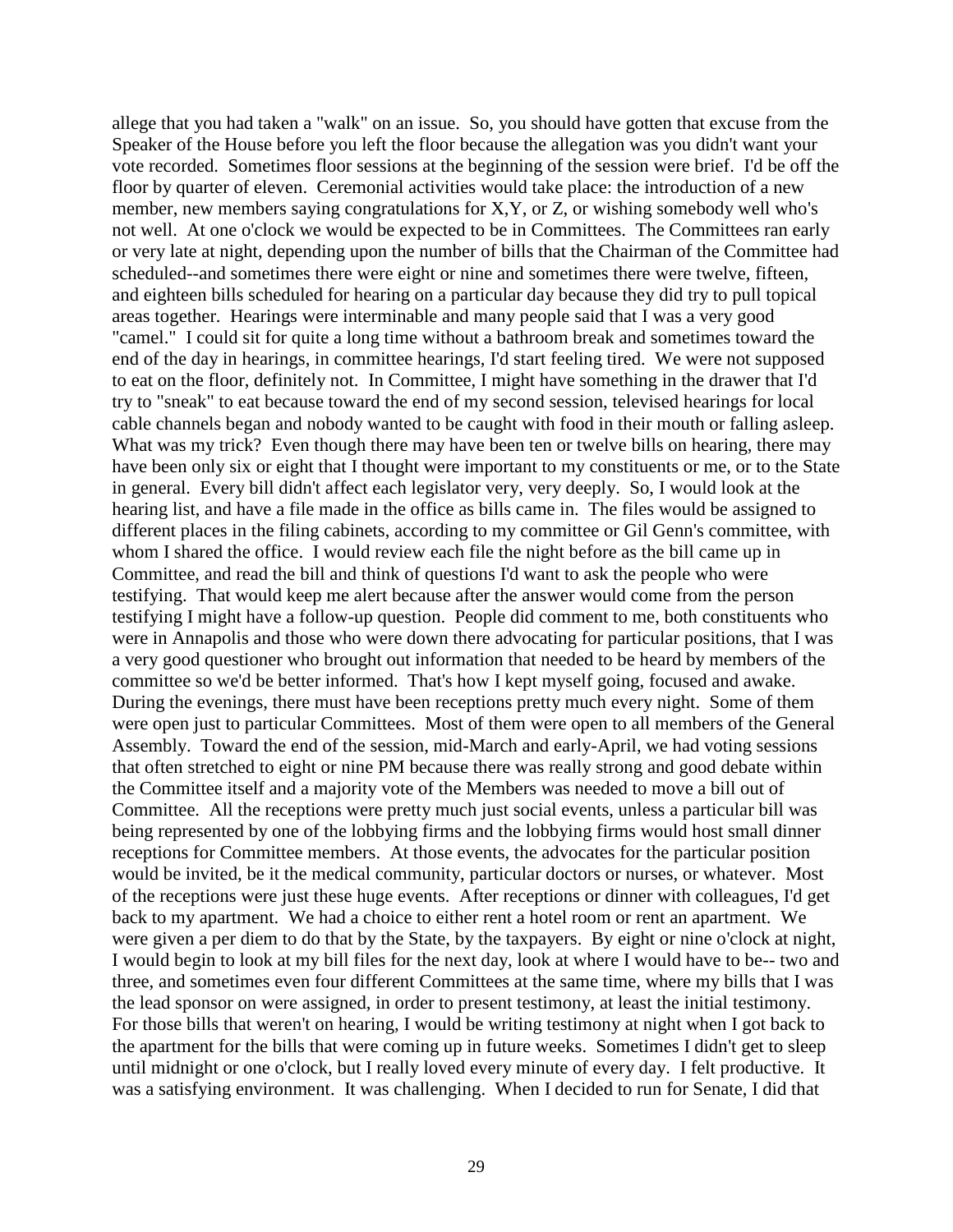allege that you had taken a "walk" on an issue. So, you should have gotten that excuse from the Speaker of the House before you left the floor because the allegation was you didn't want your vote recorded. Sometimes floor sessions at the beginning of the session were brief. I'd be off the floor by quarter of eleven. Ceremonial activities would take place: the introduction of a new member, new members saying congratulations for X,Y, or Z, or wishing somebody well who's not well. At one o'clock we would be expected to be in Committees. The Committees ran early or very late at night, depending upon the number of bills that the Chairman of the Committee had scheduled--and sometimes there were eight or nine and sometimes there were twelve, fifteen, and eighteen bills scheduled for hearing on a particular day because they did try to pull topical areas together. Hearings were interminable and many people said that I was a very good "camel." I could sit for quite a long time without a bathroom break and sometimes toward the end of the day in hearings, in committee hearings, I'd start feeling tired. We were not supposed to eat on the floor, definitely not. In Committee, I might have something in the drawer that I'd try to "sneak" to eat because toward the end of my second session, televised hearings for local cable channels began and nobody wanted to be caught with food in their mouth or falling asleep. What was my trick? Even though there may have been ten or twelve bills on hearing, there may have been only six or eight that I thought were important to my constituents or me, or to the State in general. Every bill didn't affect each legislator very, very deeply. So, I would look at the hearing list, and have a file made in the office as bills came in. The files would be assigned to different places in the filing cabinets, according to my committee or Gil Genn's committee, with whom I shared the office. I would review each file the night before as the bill came up in Committee, and read the bill and think of questions I'd want to ask the people who were testifying. That would keep me alert because after the answer would come from the person testifying I might have a follow-up question. People did comment to me, both constituents who were in Annapolis and those who were down there advocating for particular positions, that I was a very good questioner who brought out information that needed to be heard by members of the committee so we'd be better informed. That's how I kept myself going, focused and awake. During the evenings, there must have been receptions pretty much every night. Some of them were open just to particular Committees. Most of them were open to all members of the General Assembly. Toward the end of the session, mid-March and early-April, we had voting sessions that often stretched to eight or nine PM because there was really strong and good debate within the Committee itself and a majority vote of the Members was needed to move a bill out of Committee. All the receptions were pretty much just social events, unless a particular bill was being represented by one of the lobbying firms and the lobbying firms would host small dinner receptions for Committee members. At those events, the advocates for the particular position would be invited, be it the medical community, particular doctors or nurses, or whatever. Most of the receptions were just these huge events. After receptions or dinner with colleagues, I'd get back to my apartment. We had a choice to either rent a hotel room or rent an apartment. We were given a per diem to do that by the State, by the taxpayers. By eight or nine o'clock at night, I would begin to look at my bill files for the next day, look at where I would have to be-- two and three, and sometimes even four different Committees at the same time, where my bills that I was the lead sponsor on were assigned, in order to present testimony, at least the initial testimony. For those bills that weren't on hearing, I would be writing testimony at night when I got back to the apartment for the bills that were coming up in future weeks. Sometimes I didn't get to sleep until midnight or one o'clock, but I really loved every minute of every day. I felt productive. It was a satisfying environment. It was challenging. When I decided to run for Senate, I did that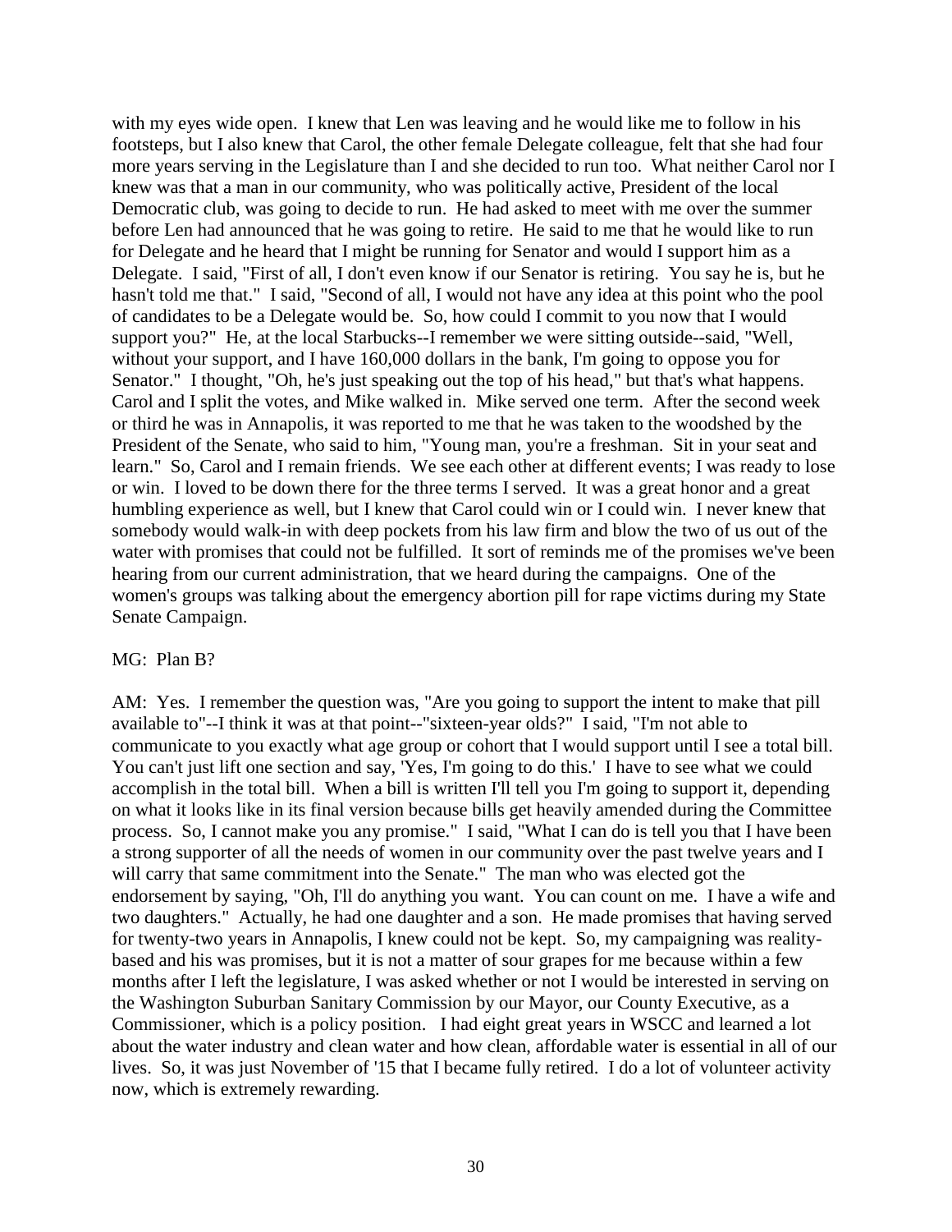with my eyes wide open. I knew that Len was leaving and he would like me to follow in his footsteps, but I also knew that Carol, the other female Delegate colleague, felt that she had four more years serving in the Legislature than I and she decided to run too. What neither Carol nor I knew was that a man in our community, who was politically active, President of the local Democratic club, was going to decide to run. He had asked to meet with me over the summer before Len had announced that he was going to retire. He said to me that he would like to run for Delegate and he heard that I might be running for Senator and would I support him as a Delegate. I said, "First of all, I don't even know if our Senator is retiring. You say he is, but he hasn't told me that." I said, "Second of all, I would not have any idea at this point who the pool of candidates to be a Delegate would be. So, how could I commit to you now that I would support you?" He, at the local Starbucks--I remember we were sitting outside--said, "Well, without your support, and I have 160,000 dollars in the bank, I'm going to oppose you for Senator." I thought, "Oh, he's just speaking out the top of his head," but that's what happens. Carol and I split the votes, and Mike walked in. Mike served one term. After the second week or third he was in Annapolis, it was reported to me that he was taken to the woodshed by the President of the Senate, who said to him, "Young man, you're a freshman. Sit in your seat and learn." So, Carol and I remain friends. We see each other at different events; I was ready to lose or win. I loved to be down there for the three terms I served. It was a great honor and a great humbling experience as well, but I knew that Carol could win or I could win. I never knew that somebody would walk-in with deep pockets from his law firm and blow the two of us out of the water with promises that could not be fulfilled. It sort of reminds me of the promises we've been hearing from our current administration, that we heard during the campaigns. One of the women's groups was talking about the emergency abortion pill for rape victims during my State Senate Campaign.

MG: Plan B?

AM: Yes. I remember the question was, "Are you going to support the intent to make that pill available to"--I think it was at that point--"sixteen-year olds?" I said, "I'm not able to communicate to you exactly what age group or cohort that I would support until I see a total bill. You can't just lift one section and say, 'Yes, I'm going to do this.' I have to see what we could accomplish in the total bill. When a bill is written I'll tell you I'm going to support it, depending on what it looks like in its final version because bills get heavily amended during the Committee process. So, I cannot make you any promise." I said, "What I can do is tell you that I have been a strong supporter of all the needs of women in our community over the past twelve years and I will carry that same commitment into the Senate." The man who was elected got the endorsement by saying, "Oh, I'll do anything you want. You can count on me. I have a wife and two daughters." Actually, he had one daughter and a son. He made promises that having served for twenty-two years in Annapolis, I knew could not be kept. So, my campaigning was reality-based and his was promises, but it is not a matter of sour grapes for me because within a few months after I left the legislature, I was asked whether or not I would be interested in serving on the Washington Suburban Sanitary Commission by our Mayor, our County Executive, as a Commissioner, which is a policy position. I had eight great years in WSCC and learned a lot about the water industry and clean water and how clean, affordable water is essential in all of our lives. So, it was just November of '15 that I became fully retired. I do a lot of volunteer activity now, which is extremely rewarding.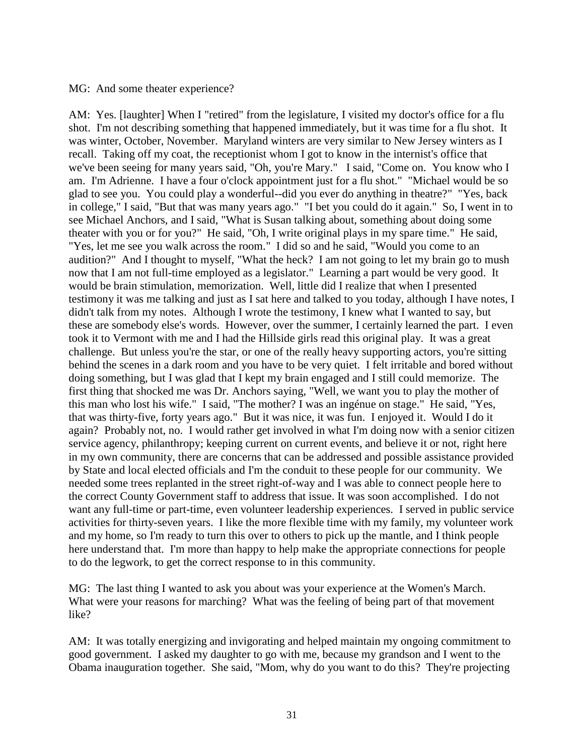MG: And some theater experience?

AM: Yes. [laughter] When I "retired" from the legislature, I visited my doctor's office for a flu shot. I'm not describing something that happened immediately, but it was time for a flu shot. It was winter, October, November. Maryland winters are very similar to New Jersey winters as I recall. Taking off my coat, the receptionist whom I got to know in the internist's office that we've been seeing for many years said, "Oh, you're Mary." I said, "Come on. You know who I am. I'm Adrienne. I have a four o'clock appointment just for a flu shot." "Michael would be so glad to see you. You could play a wonderful--did you ever do anything in theatre?" "Yes, back in college," I said, "But that was many years ago." "I bet you could do it again." So, I went in to see Michael Anchors, and I said, "What is Susan talking about, something about doing some theater with you or for you?" He said, "Oh, I write original plays in my spare time." He said, "Yes, let me see you walk across the room." I did so and he said, "Would you come to an audition?" And I thought to myself, "What the heck? I am not going to let my brain go to mush now that I am not full-time employed as a legislator." Learning a part would be very good. It would be brain stimulation, memorization. Well, little did I realize that when I presented testimony it was me talking and just as I sat here and talked to you today, although I have notes, I didn't talk from my notes. Although I wrote the testimony, I knew what I wanted to say, but these are somebody else's words. However, over the summer, I certainly learned the part. I even took it to Vermont with me and I had the Hillside girls read this original play. It was a great challenge. But unless you're the star, or one of the really heavy supporting actors, you're sitting behind the scenes in a dark room and you have to be very quiet. I felt irritable and bored without doing something, but I was glad that I kept my brain engaged and I still could memorize. The first thing that shocked me was Dr. Anchors saying, "Well, we want you to play the mother of this man who lost his wife." I said, "The mother? I was an ingénue on stage." He said, "Yes, that was thirty-five, forty years ago." But it was nice, it was fun. I enjoyed it. Would I do it again? Probably not, no. I would rather get involved in what I'm doing now with a senior citizen service agency, philanthropy; keeping current on current events, and believe it or not, right here in my own community, there are concerns that can be addressed and possible assistance provided by State and local elected officials and I'm the conduit to these people for our community. We needed some trees replanted in the street right-of-way and I was able to connect people here to the correct County Government staff to address that issue. It was soon accomplished. I do not want any full-time or part-time, even volunteer leadership experiences. I served in public service activities for thirty-seven years. I like the more flexible time with my family, my volunteer work and my home, so I'm ready to turn this over to others to pick up the mantle, and I think people here understand that. I'm more than happy to help make the appropriate connections for people to do the legwork, to get the correct response to in this community.

MG: The last thing I wanted to ask you about was your experience at the Women's March. What were your reasons for marching? What was the feeling of being part of that movement like?

AM: It was totally energizing and invigorating and helped maintain my ongoing commitment to good government. I asked my daughter to go with me, because my grandson and I went to the Obama inauguration together. She said, "Mom, why do you want to do this? They're projecting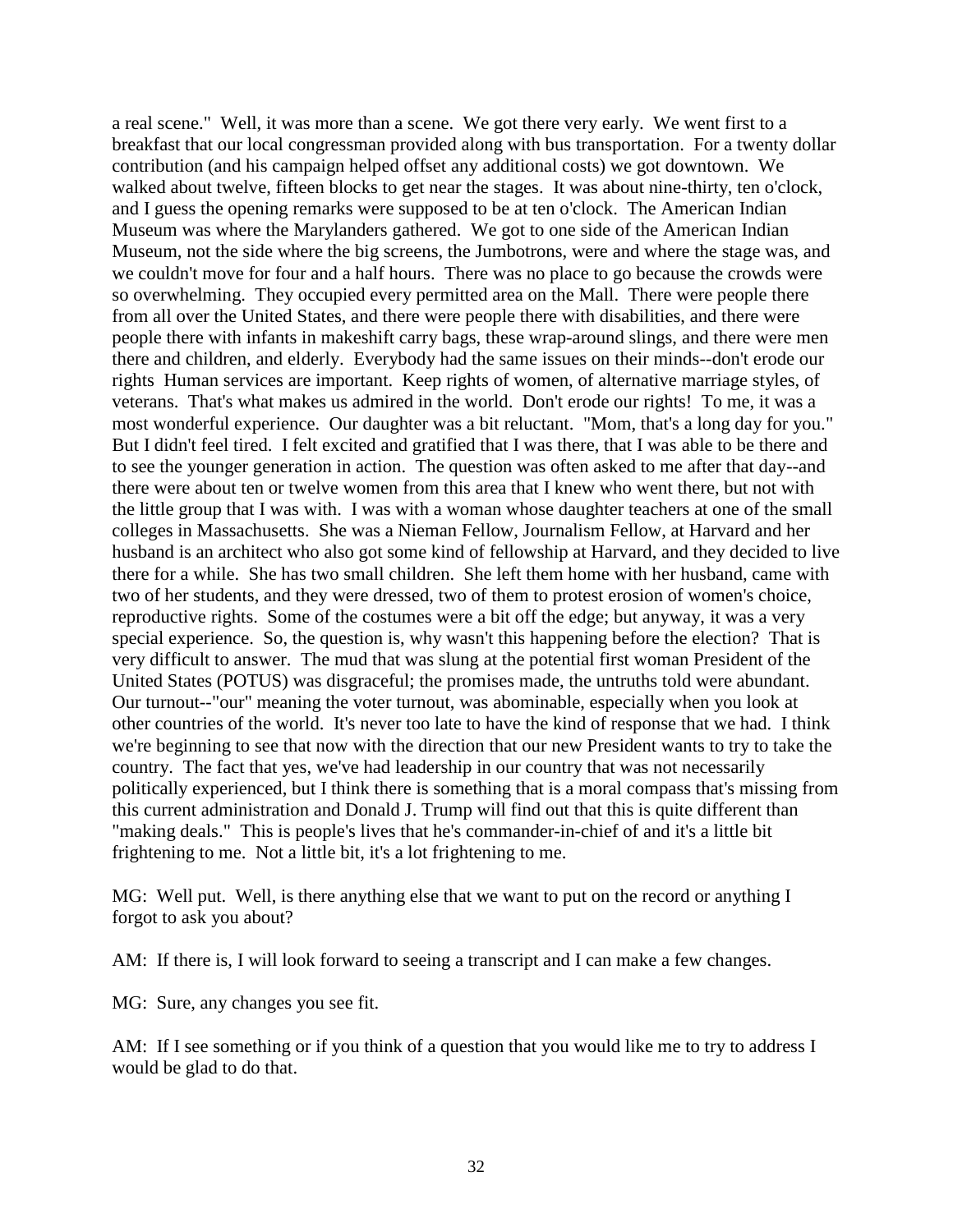a real scene." Well, it was more than a scene. We got there very early. We went first to a breakfast that our local congressman provided along with bus transportation. For a twenty dollar contribution (and his campaign helped offset any additional costs) we got downtown. We walked about twelve, fifteen blocks to get near the stages. It was about nine-thirty, ten o'clock, and I guess the opening remarks were supposed to be at ten o'clock. The American Indian Museum was where the Marylanders gathered. We got to one side of the American Indian Museum, not the side where the big screens, the Jumbotrons, were and where the stage was, and we couldn't move for four and a half hours. There was no place to go because the crowds were so overwhelming. They occupied every permitted area on the Mall. There were people there from all over the United States, and there were people there with disabilities, and there were people there with infants in makeshift carry bags, these wrap-around slings, and there were men there and children, and elderly. Everybody had the same issues on their minds--don't erode our rights Human services are important. Keep rights of women, of alternative marriage styles, of veterans. That's what makes us admired in the world. Don't erode our rights! To me, it was a most wonderful experience. Our daughter was a bit reluctant. "Mom, that's a long day for you." But I didn't feel tired. I felt excited and gratified that I was there, that I was able to be there and to see the younger generation in action. The question was often asked to me after that day--and there were about ten or twelve women from this area that I knew who went there, but not with the little group that I was with. I was with a woman whose daughter teachers at one of the small colleges in Massachusetts. She was a Nieman Fellow, Journalism Fellow, at Harvard and her husband is an architect who also got some kind of fellowship at Harvard, and they decided to live there for a while. She has two small children. She left them home with her husband, came with two of her students, and they were dressed, two of them to protest erosion of women's choice, reproductive rights. Some of the costumes were a bit off the edge; but anyway, it was a very special experience. So, the question is, why wasn't this happening before the election? That is very difficult to answer. The mud that was slung at the potential first woman President of the United States (POTUS) was disgraceful; the promises made, the untruths told were abundant. Our turnout--"our" meaning the voter turnout, was abominable, especially when you look at other countries of the world. It's never too late to have the kind of response that we had. I think we're beginning to see that now with the direction that our new President wants to try to take the country. The fact that yes, we've had leadership in our country that was not necessarily politically experienced, but I think there is something that is a moral compass that's missing from this current administration and Donald J. Trump will find out that this is quite different than "making deals." This is people's lives that he's commander-in-chief of and it's a little bit frightening to me. Not a little bit, it's a lot frightening to me.

MG: Well put. Well, is there anything else that we want to put on the record or anything I forgot to ask you about?

AM: If there is, I will look forward to seeing a transcript and I can make a few changes.

MG: Sure, any changes you see fit.

AM: If I see something or if you think of a question that you would like me to try to address I would be glad to do that.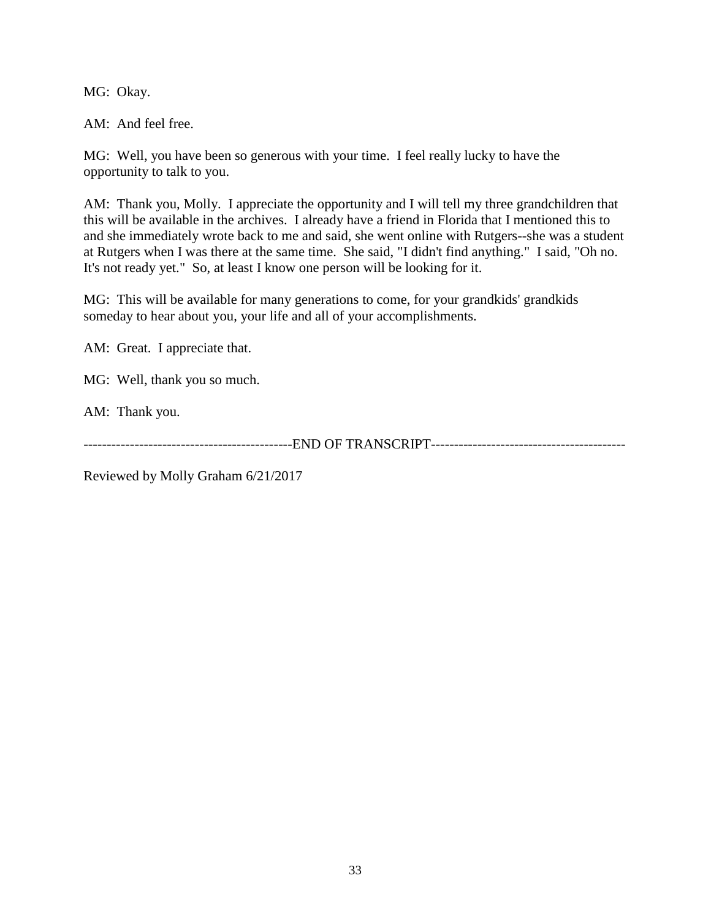MG: Okay.

AM: And feel free.

MG: Well, you have been so generous with your time. I feel really lucky to have the opportunity to talk to you.

AM: Thank you, Molly. I appreciate the opportunity and I will tell my three grandchildren that this will be available in the archives. I already have a friend in Florida that I mentioned this to and she immediately wrote back to me and said, she went online with Rutgers--she was a student at Rutgers when I was there at the same time. She said, "I didn't find anything." I said, "Oh no. It's not ready yet." So, at least I know one person will be looking for it.

MG: This will be available for many generations to come, for your grandkids' grandkids someday to hear about you, your life and all of your accomplishments.

AM: Great. I appreciate that.

MG: Well, thank you so much.

AM: Thank you.

---------------------------------------------END OF TRANSCRIPT------------------------------------------

Reviewed by Molly Graham 6/21/2017